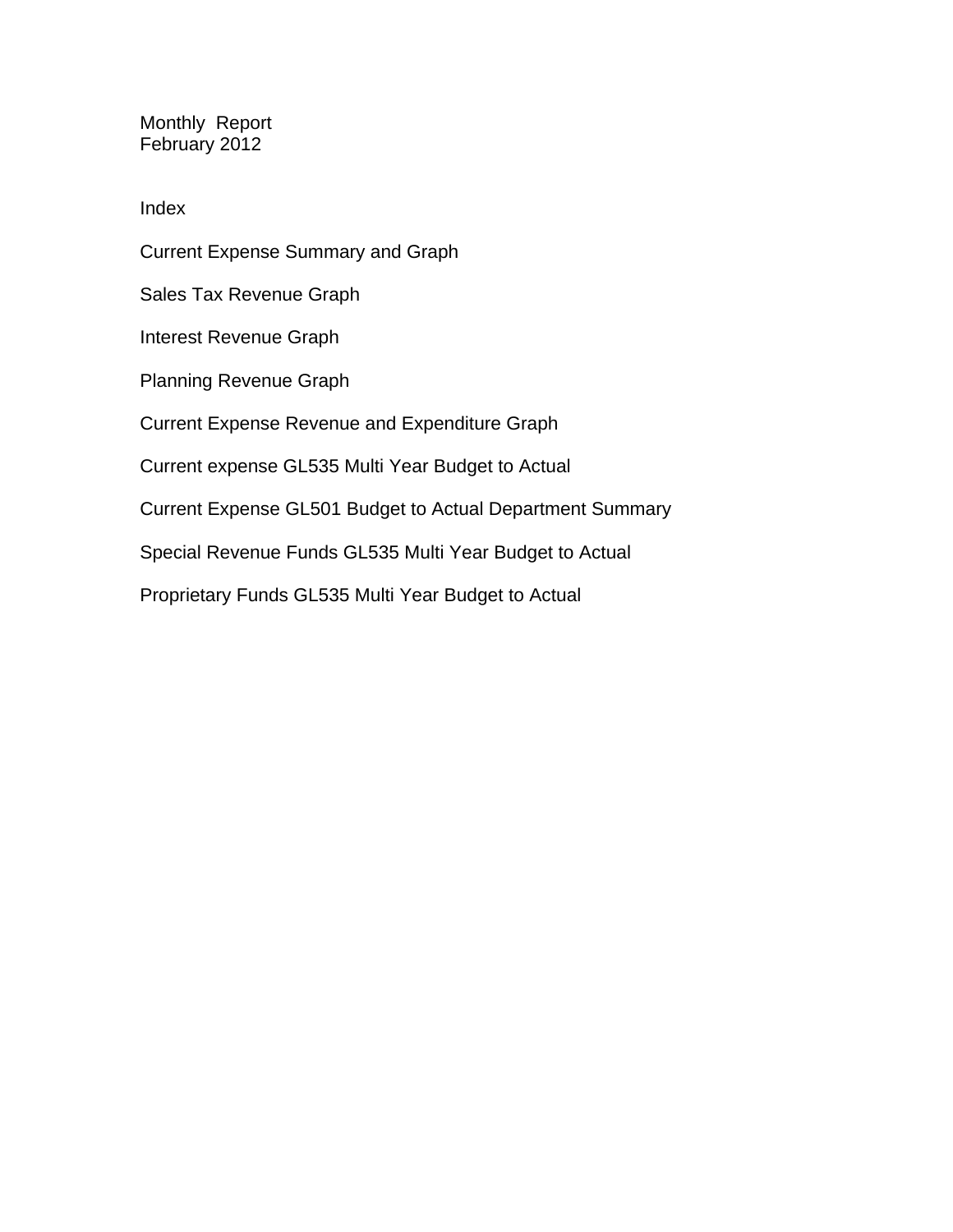# Monthly Report
## February 2012

## Index

Current Expense Summary and Graph

Sales Tax Revenue Graph

Interest Revenue Graph

Planning Revenue Graph

Current Expense Revenue and Expenditure Graph

Current expense GL535 Multi Year Budget to Actual

Current Expense GL501 Budget to Actual Department Summary

Special Revenue Funds GL535 Multi Year Budget to Actual

Proprietary Funds GL535 Multi Year Budget to Actual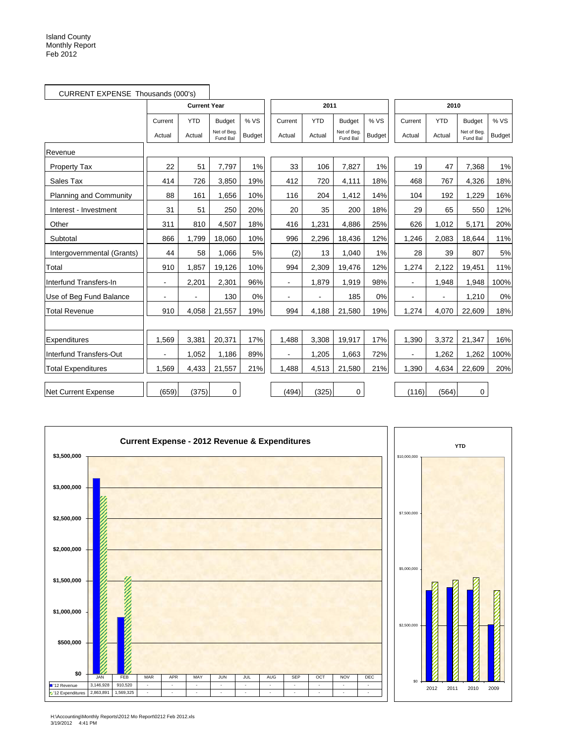Island County
Monthly Report
Feb 2012

CURRENT EXPENSE Thousands (000's)

| | Current Year | | | | 2011 | | | | 2010 | | | |
|---|---|---|---|---|---|---|---|---|---|---|---|---|
| | Current Actual | YTD Actual | Budget Net of Beg. Fund Bal | % VS Budget | Current Actual | YTD Actual | Budget Net of Beg. Fund Bal | % VS Budget | Current Actual | YTD Actual | Budget Net of Beg. Fund Bal | % VS Budget |
| Revenue | | | | | | | | | | | | |
| Property Tax | 22 | 51 | 7,797 | 1% | 33 | 106 | 7,827 | 1% | 19 | 47 | 7,368 | 1% |
| Sales Tax | 414 | 726 | 3,850 | 19% | 412 | 720 | 4,111 | 18% | 468 | 767 | 4,326 | 18% |
| Planning and Community | 88 | 161 | 1,656 | 10% | 116 | 204 | 1,412 | 14% | 104 | 192 | 1,229 | 16% |
| Interest - Investment | 31 | 51 | 250 | 20% | 20 | 35 | 200 | 18% | 29 | 65 | 550 | 12% |
| Other | 311 | 810 | 4,507 | 18% | 416 | 1,231 | 4,886 | 25% | 626 | 1,012 | 5,171 | 20% |
| Subtotal | 866 | 1,799 | 18,060 | 10% | 996 | 2,296 | 18,436 | 12% | 1,246 | 2,083 | 18,644 | 11% |
| Intergovernmental (Grants) | 44 | 58 | 1,066 | 5% | (2) | 13 | 1,040 | 1% | 28 | 39 | 807 | 5% |
| Total | 910 | 1,857 | 19,126 | 10% | 994 | 2,309 | 19,476 | 12% | 1,274 | 2,122 | 19,451 | 11% |
| Interfund Transfers-In | - | 2,201 | 2,301 | 96% | - | 1,879 | 1,919 | 98% | - | 1,948 | 1,948 | 100% |
| Use of Beg Fund Balance | - | - | 130 | 0% | - | - | 185 | 0% | - | - | 1,210 | 0% |
| Total Revenue | 910 | 4,058 | 21,557 | 19% | 994 | 4,188 | 21,580 | 19% | 1,274 | 4,070 | 22,609 | 18% |
| | | | | | | | | | | | | |
| Expenditures | 1,569 | 3,381 | 20,371 | 17% | 1,488 | 3,308 | 19,917 | 17% | 1,390 | 3,372 | 21,347 | 16% |
| Interfund Transfers-Out | - | 1,052 | 1,186 | 89% | - | 1,205 | 1,663 | 72% | - | 1,262 | 1,262 | 100% |
| Total Expenditures | 1,569 | 4,433 | 21,557 | 21% | 1,488 | 4,513 | 21,580 | 21% | 1,390 | 4,634 | 22,609 | 20% |
| | | | | | | | | | | | | |
| Net Current Expense | (659) | (375) | 0 | | (494) | (325) | 0 | | (116) | (564) | 0 | |

**Current Expense - 2012 Revenue & Expenditures**

| | JAN | FEB | MAR | APR | MAY | JUN | JUL | AUG | SEP | OCT | NOV | DEC |
|---|---|---|---|---|---|---|---|---|---|---|---|---|
| '12 Revenue | 3,146,928 | 910,520 | - | - | - | - | - | - | - | - | - | - |
| '12 Expenditures | 2,863,891 | 1,569,325 | - | - | - | - | - | - | - | - | - | - |

**YTD**

H:\Accounting\Monthly Reports\2012 Mo Report\0212 Feb 2012.xls
3/19/2012 4:41 PM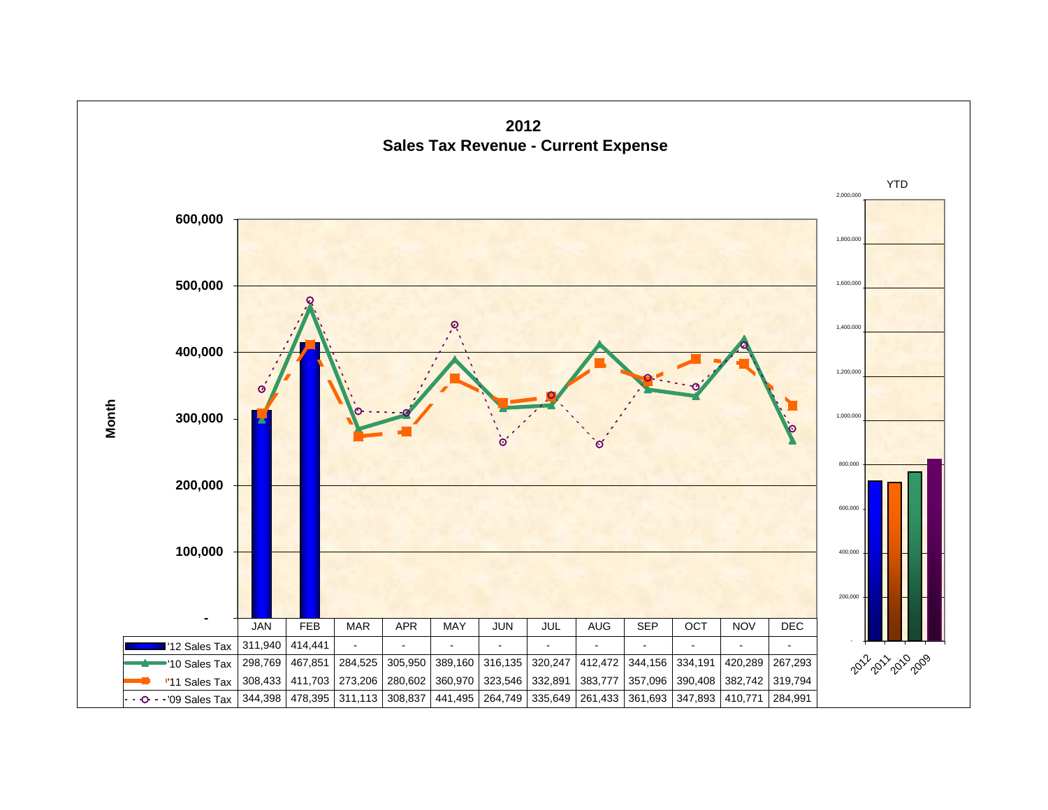# 2012
## Sales Tax Revenue - Current Expense

| | JAN | FEB | MAR | APR | MAY | JUN | JUL | AUG | SEP | OCT | NOV | DEC |
|---|---|---|---|---|---|---|---|---|---|---|---|---|
| '12 Sales Tax | 311,940 | 414,441 | - | - | - | - | - | - | - | - | - | - |
| '10 Sales Tax | 298,769 | 467,851 | 284,525 | 305,950 | 389,160 | 316,135 | 320,247 | 412,472 | 344,156 | 334,191 | 420,289 | 267,293 |
| '11 Sales Tax | 308,433 | 411,703 | 273,206 | 280,602 | 360,970 | 323,546 | 332,891 | 383,777 | 357,096 | 390,408 | 382,742 | 319,794 |
| '09 Sales Tax | 344,398 | 478,395 | 311,113 | 308,837 | 441,495 | 264,749 | 335,649 | 261,433 | 361,693 | 347,893 | 410,771 | 284,991 |

YTD: 2012, 2011, 2010, 2009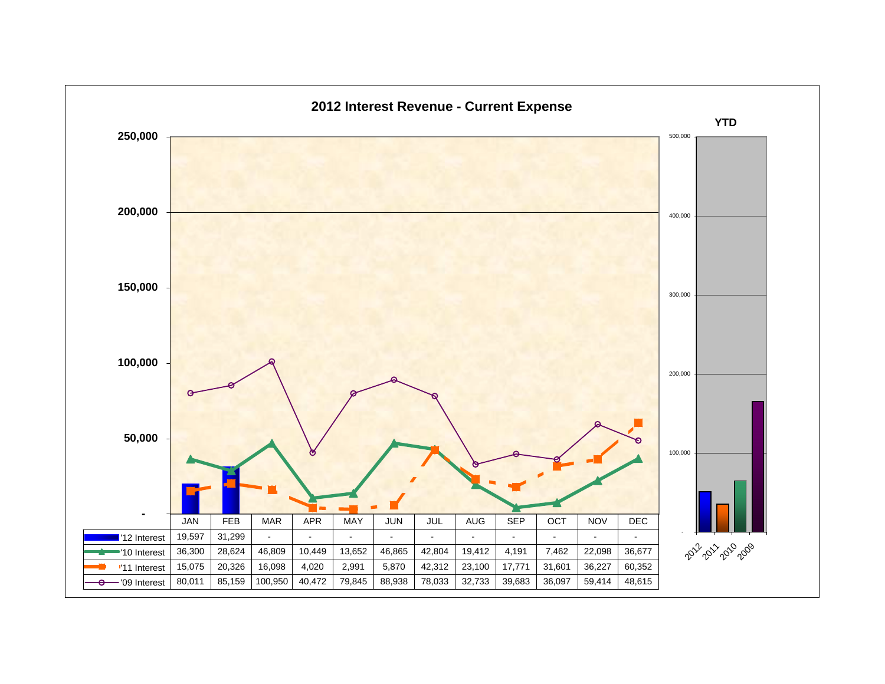# 2012 Interest Revenue - Current Expense

| | JAN | FEB | MAR | APR | MAY | JUN | JUL | AUG | SEP | OCT | NOV | DEC |
|---|---|---|---|---|---|---|---|---|---|---|---|---|
| '12 Interest | 19,597 | 31,299 | - | - | - | - | - | - | - | - | - | - |
| '10 Interest | 36,300 | 28,624 | 46,809 | 10,449 | 13,652 | 46,865 | 42,804 | 19,412 | 4,191 | 7,462 | 22,098 | 36,677 |
| '11 Interest | 15,075 | 20,326 | 16,098 | 4,020 | 2,991 | 5,870 | 42,312 | 23,100 | 17,771 | 31,601 | 36,227 | 60,352 |
| '09 Interest | 80,011 | 85,159 | 100,950 | 40,472 | 79,845 | 88,938 | 78,033 | 32,733 | 39,683 | 36,097 | 59,414 | 48,615 |

YTD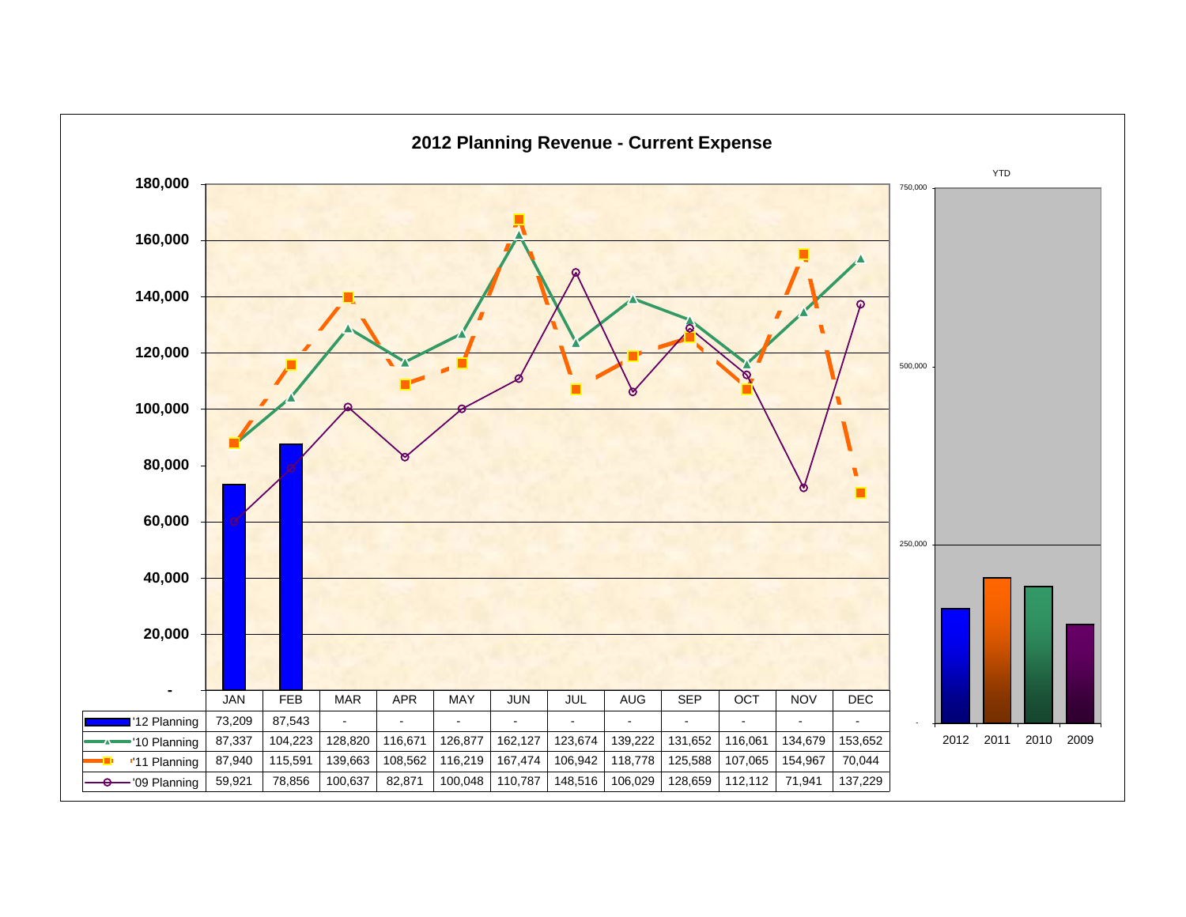# 2012 Planning Revenue - Current Expense

| | JAN | FEB | MAR | APR | MAY | JUN | JUL | AUG | SEP | OCT | NOV | DEC |
|---|---|---|---|---|---|---|---|---|---|---|---|---|
| '12 Planning | 73,209 | 87,543 | - | - | - | - | - | - | - | - | - | - |
| '10 Planning | 87,337 | 104,223 | 128,820 | 116,671 | 126,877 | 162,127 | 123,674 | 139,222 | 131,652 | 116,061 | 134,679 | 153,652 |
| '11 Planning | 87,940 | 115,591 | 139,663 | 108,562 | 116,219 | 167,474 | 106,942 | 118,778 | 125,588 | 107,065 | 154,967 | 70,044 |
| '09 Planning | 59,921 | 78,856 | 100,637 | 82,871 | 100,048 | 110,787 | 148,516 | 106,029 | 128,659 | 112,112 | 71,941 | 137,229 |

YTD

2012 2011 2010 2009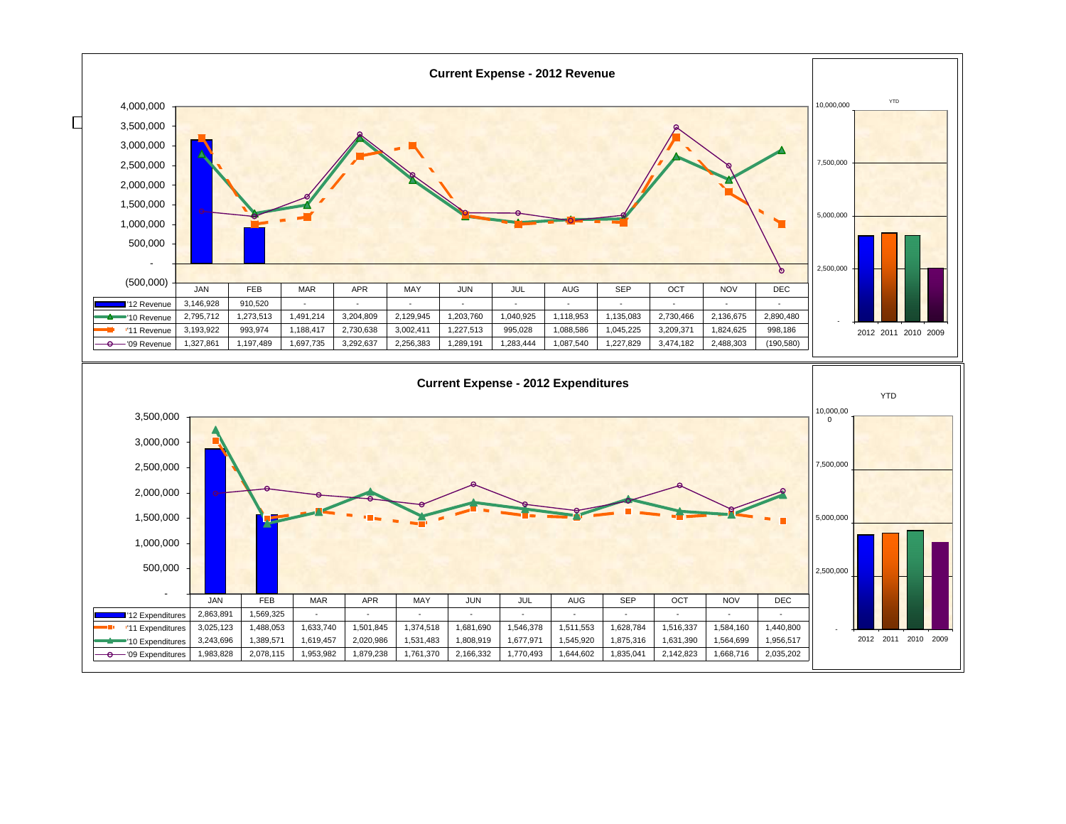## Current Expense - 2012 Revenue

| | JAN | FEB | MAR | APR | MAY | JUN | JUL | AUG | SEP | OCT | NOV | DEC |
|---|---|---|---|---|---|---|---|---|---|---|---|---|
| '12 Revenue | 3,146,928 | 910,520 | - | - | - | - | - | - | - | - | - | - |
| '10 Revenue | 2,795,712 | 1,273,513 | 1,491,214 | 3,204,809 | 2,129,945 | 1,203,760 | 1,040,925 | 1,118,953 | 1,135,083 | 2,730,466 | 2,136,675 | 2,890,480 |
| '11 Revenue | 3,193,922 | 993,974 | 1,188,417 | 2,730,638 | 3,002,411 | 1,227,513 | 995,028 | 1,088,586 | 1,045,225 | 3,209,371 | 1,824,625 | 998,186 |
| '09 Revenue | 1,327,861 | 1,197,489 | 1,697,735 | 3,292,637 | 2,256,383 | 1,289,191 | 1,283,444 | 1,087,540 | 1,227,829 | 3,474,182 | 2,488,303 | (190,580) |

YTD

2012 2011 2010 2009

## Current Expense - 2012 Expenditures

| | JAN | FEB | MAR | APR | MAY | JUN | JUL | AUG | SEP | OCT | NOV | DEC |
|---|---|---|---|---|---|---|---|---|---|---|---|---|
| '12 Expenditures | 2,863,891 | 1,569,325 | - | - | - | - | - | - | - | - | - | - |
| '11 Expenditures | 3,025,123 | 1,488,053 | 1,633,740 | 1,501,845 | 1,374,518 | 1,681,690 | 1,546,378 | 1,511,553 | 1,628,784 | 1,516,337 | 1,584,160 | 1,440,800 |
| '10 Expenditures | 3,243,696 | 1,389,571 | 1,619,457 | 2,020,986 | 1,531,483 | 1,808,919 | 1,677,971 | 1,545,920 | 1,875,316 | 1,631,390 | 1,564,699 | 1,956,517 |
| '09 Expenditures | 1,983,828 | 2,078,115 | 1,953,982 | 1,879,238 | 1,761,370 | 2,166,332 | 1,770,493 | 1,644,602 | 1,835,041 | 2,142,823 | 1,668,716 | 2,035,202 |

YTD

2012 2011 2010 2009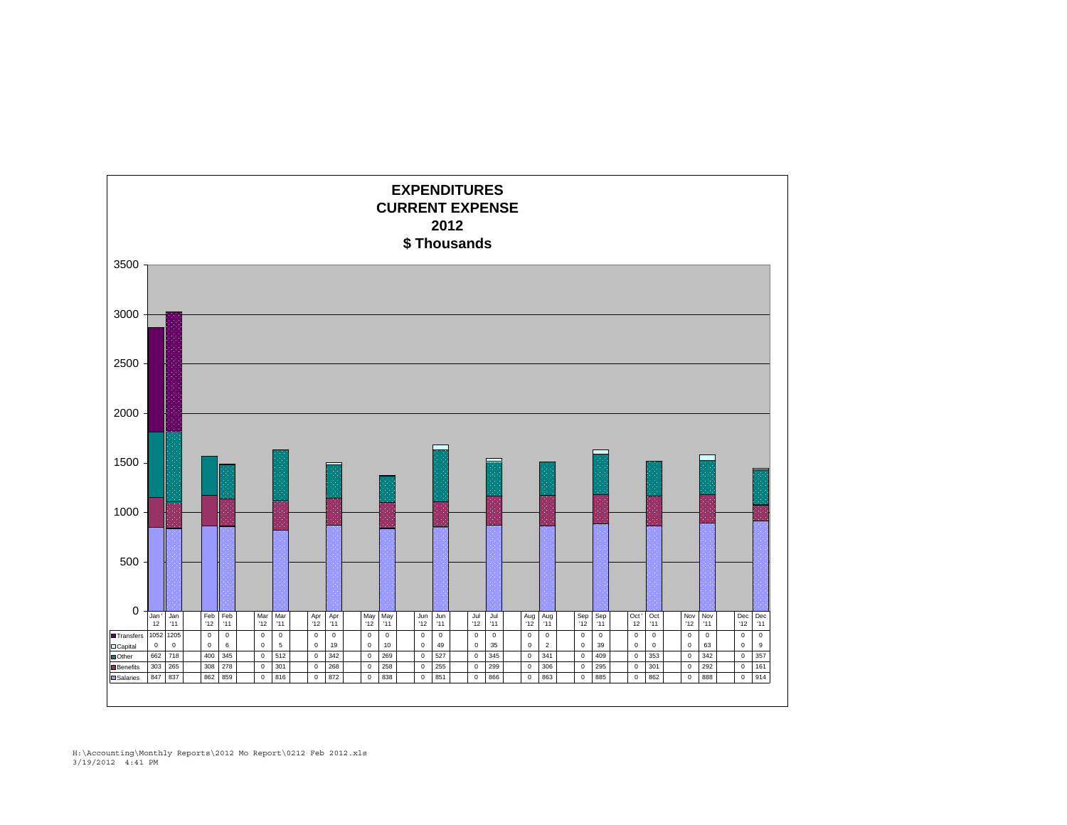# EXPENDITURES
# CURRENT EXPENSE
# 2012
# $ Thousands

| | Jan '12 | Jan '11 | Feb '12 | Feb '11 | Mar '12 | Mar '11 | Apr '12 | Apr '11 | May '12 | May '11 | Jun '12 | Jun '11 | Jul '12 | Jul '11 | Aug '12 | Aug '11 | Sep '12 | Sep '11 | Oct '12 | Oct '11 | Nov '12 | Nov '11 | Dec '12 | Dec '11 |
|---|---|---|---|---|---|---|---|---|---|---|---|---|---|---|---|---|---|---|---|---|---|---|---|---|
| Transfers | 1052 | 1205 | 0 | 0 | 0 | 0 | 0 | 0 | 0 | 0 | 0 | 0 | 0 | 0 | 0 | 0 | 0 | 0 | 0 | 0 | 0 | 0 | 0 | 0 |
| Capital | 0 | 0 | 0 | 6 | 0 | 5 | 0 | 19 | 0 | 10 | 0 | 49 | 0 | 35 | 0 | 2 | 0 | 39 | 0 | 0 | 0 | 63 | 0 | 9 |
| Other | 662 | 718 | 400 | 345 | 0 | 512 | 0 | 342 | 0 | 269 | 0 | 527 | 0 | 345 | 0 | 341 | 0 | 409 | 0 | 353 | 0 | 342 | 0 | 357 |
| Benefits | 303 | 265 | 308 | 278 | 0 | 301 | 0 | 268 | 0 | 258 | 0 | 255 | 0 | 299 | 0 | 306 | 0 | 295 | 0 | 301 | 0 | 292 | 0 | 161 |
| Salaries | 847 | 837 | 862 | 859 | 0 | 816 | 0 | 872 | 0 | 838 | 0 | 851 | 0 | 866 | 0 | 863 | 0 | 885 | 0 | 862 | 0 | 888 | 0 | 914 |

H:\Accounting\Monthly Reports\2012 Mo Report\0212 Feb 2012.xls
3/19/2012 4:41 PM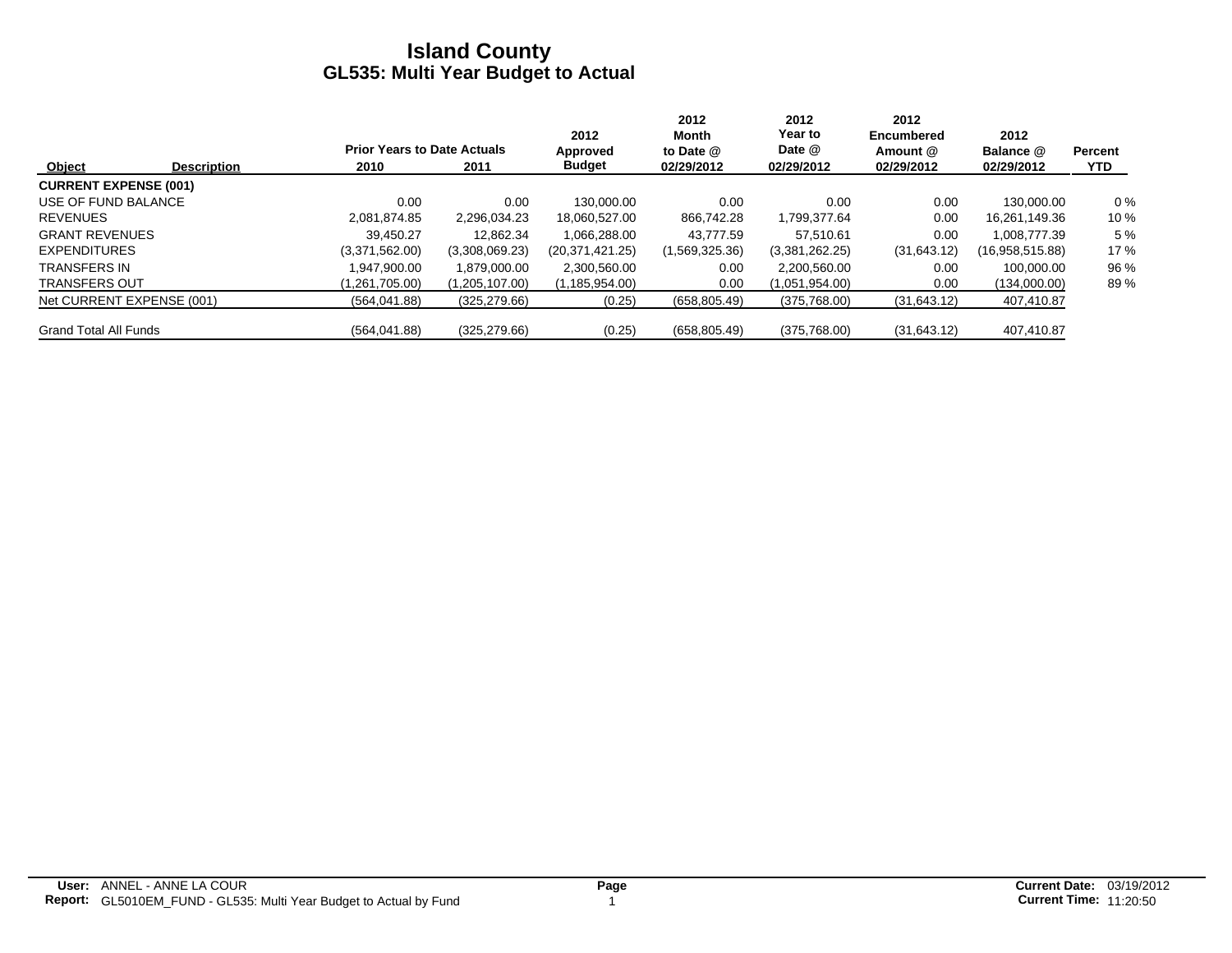# Island County
## GL535: Multi Year Budget to Actual

| Object | Description | Prior Years to Date Actuals 2010 | 2011 | 2012 Approved Budget | 2012 Month to Date @ 02/29/2012 | 2012 Year to Date @ 02/29/2012 | 2012 Encumbered Amount @ 02/29/2012 | 2012 Balance @ 02/29/2012 | Percent YTD |
|---|---|---|---|---|---|---|---|---|---|
| **CURRENT EXPENSE (001)** | | | | | | | | | |
| USE OF FUND BALANCE | | 0.00 | 0.00 | 130,000.00 | 0.00 | 0.00 | 0.00 | 130,000.00 | 0 % |
| REVENUES | | 2,081,874.85 | 2,296,034.23 | 18,060,527.00 | 866,742.28 | 1,799,377.64 | 0.00 | 16,261,149.36 | 10 % |
| GRANT REVENUES | | 39,450.27 | 12,862.34 | 1,066,288.00 | 43,777.59 | 57,510.61 | 0.00 | 1,008,777.39 | 5 % |
| EXPENDITURES | | (3,371,562.00) | (3,308,069.23) | (20,371,421.25) | (1,569,325.36) | (3,381,262.25) | (31,643.12) | (16,958,515.88) | 17 % |
| TRANSFERS IN | | 1,947,900.00 | 1,879,000.00 | 2,300,560.00 | 0.00 | 2,200,560.00 | 0.00 | 100,000.00 | 96 % |
| TRANSFERS OUT | | (1,261,705.00) | (1,205,107.00) | (1,185,954.00) | 0.00 | (1,051,954.00) | 0.00 | (134,000.00) | 89 % |
| Net CURRENT EXPENSE (001) | | (564,041.88) | (325,279.66) | (0.25) | (658,805.49) | (375,768.00) | (31,643.12) | 407,410.87 | |
| Grand Total All Funds | | (564,041.88) | (325,279.66) | (0.25) | (658,805.49) | (375,768.00) | (31,643.12) | 407,410.87 | |

**User:** ANNEL - ANNE LA COUR
**Report:** GL5010EM_FUND - GL535: Multi Year Budget to Actual by Fund
**Current Date:** 03/19/2012
**Current Time:** 11:20:50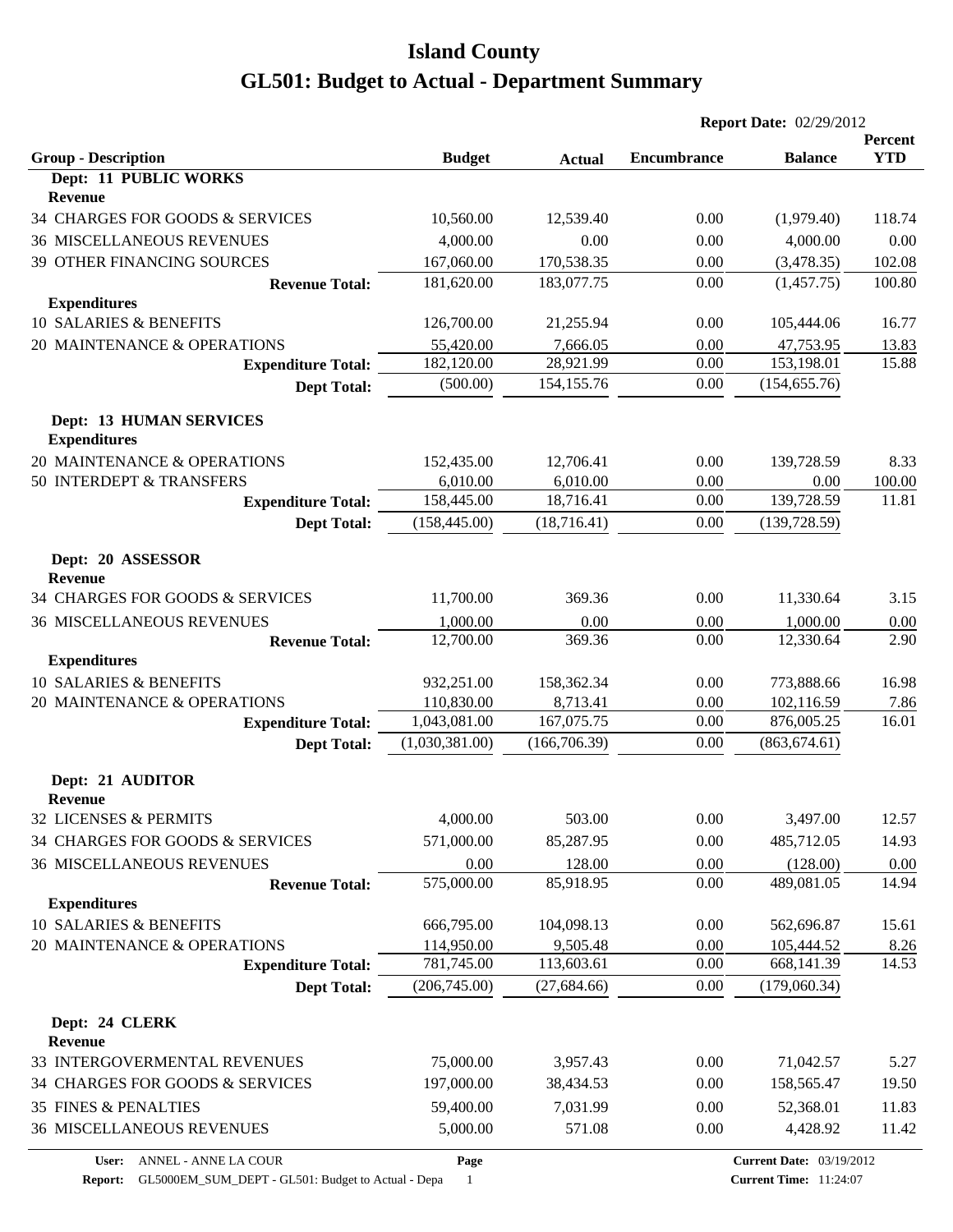# Island County
## GL501: Budget to Actual - Department Summary

**Report Date:** 02/29/2012

| Group - Description | Budget | Actual | Encumbrance | Balance | Percent YTD |
|---|---|---|---|---|---|
| **Dept: 11 PUBLIC WORKS** | | | | | |
| **Revenue** | | | | | |
| 34 CHARGES FOR GOODS & SERVICES | 10,560.00 | 12,539.40 | 0.00 | (1,979.40) | 118.74 |
| 36 MISCELLANEOUS REVENUES | 4,000.00 | 0.00 | 0.00 | 4,000.00 | 0.00 |
| 39 OTHER FINANCING SOURCES | 167,060.00 | 170,538.35 | 0.00 | (3,478.35) | 102.08 |
| **Revenue Total:** | 181,620.00 | 183,077.75 | 0.00 | (1,457.75) | 100.80 |
| **Expenditures** | | | | | |
| 10 SALARIES & BENEFITS | 126,700.00 | 21,255.94 | 0.00 | 105,444.06 | 16.77 |
| 20 MAINTENANCE & OPERATIONS | 55,420.00 | 7,666.05 | 0.00 | 47,753.95 | 13.83 |
| **Expenditure Total:** | 182,120.00 | 28,921.99 | 0.00 | 153,198.01 | 15.88 |
| **Dept Total:** | (500.00) | 154,155.76 | 0.00 | (154,655.76) | |
| **Dept: 13 HUMAN SERVICES** | | | | | |
| **Expenditures** | | | | | |
| 20 MAINTENANCE & OPERATIONS | 152,435.00 | 12,706.41 | 0.00 | 139,728.59 | 8.33 |
| 50 INTERDEPT & TRANSFERS | 6,010.00 | 6,010.00 | 0.00 | 0.00 | 100.00 |
| **Expenditure Total:** | 158,445.00 | 18,716.41 | 0.00 | 139,728.59 | 11.81 |
| **Dept Total:** | (158,445.00) | (18,716.41) | 0.00 | (139,728.59) | |
| **Dept: 20 ASSESSOR** | | | | | |
| **Revenue** | | | | | |
| 34 CHARGES FOR GOODS & SERVICES | 11,700.00 | 369.36 | 0.00 | 11,330.64 | 3.15 |
| 36 MISCELLANEOUS REVENUES | 1,000.00 | 0.00 | 0.00 | 1,000.00 | 0.00 |
| **Revenue Total:** | 12,700.00 | 369.36 | 0.00 | 12,330.64 | 2.90 |
| **Expenditures** | | | | | |
| 10 SALARIES & BENEFITS | 932,251.00 | 158,362.34 | 0.00 | 773,888.66 | 16.98 |
| 20 MAINTENANCE & OPERATIONS | 110,830.00 | 8,713.41 | 0.00 | 102,116.59 | 7.86 |
| **Expenditure Total:** | 1,043,081.00 | 167,075.75 | 0.00 | 876,005.25 | 16.01 |
| **Dept Total:** | (1,030,381.00) | (166,706.39) | 0.00 | (863,674.61) | |
| **Dept: 21 AUDITOR** | | | | | |
| **Revenue** | | | | | |
| 32 LICENSES & PERMITS | 4,000.00 | 503.00 | 0.00 | 3,497.00 | 12.57 |
| 34 CHARGES FOR GOODS & SERVICES | 571,000.00 | 85,287.95 | 0.00 | 485,712.05 | 14.93 |
| 36 MISCELLANEOUS REVENUES | 0.00 | 128.00 | 0.00 | (128.00) | 0.00 |
| **Revenue Total:** | 575,000.00 | 85,918.95 | 0.00 | 489,081.05 | 14.94 |
| **Expenditures** | | | | | |
| 10 SALARIES & BENEFITS | 666,795.00 | 104,098.13 | 0.00 | 562,696.87 | 15.61 |
| 20 MAINTENANCE & OPERATIONS | 114,950.00 | 9,505.48 | 0.00 | 105,444.52 | 8.26 |
| **Expenditure Total:** | 781,745.00 | 113,603.61 | 0.00 | 668,141.39 | 14.53 |
| **Dept Total:** | (206,745.00) | (27,684.66) | 0.00 | (179,060.34) | |
| **Dept: 24 CLERK** | | | | | |
| **Revenue** | | | | | |
| 33 INTERGOVERMENTAL REVENUES | 75,000.00 | 3,957.43 | 0.00 | 71,042.57 | 5.27 |
| 34 CHARGES FOR GOODS & SERVICES | 197,000.00 | 38,434.53 | 0.00 | 158,565.47 | 19.50 |
| 35 FINES & PENALTIES | 59,400.00 | 7,031.99 | 0.00 | 52,368.01 | 11.83 |
| 36 MISCELLANEOUS REVENUES | 5,000.00 | 571.08 | 0.00 | 4,428.92 | 11.42 |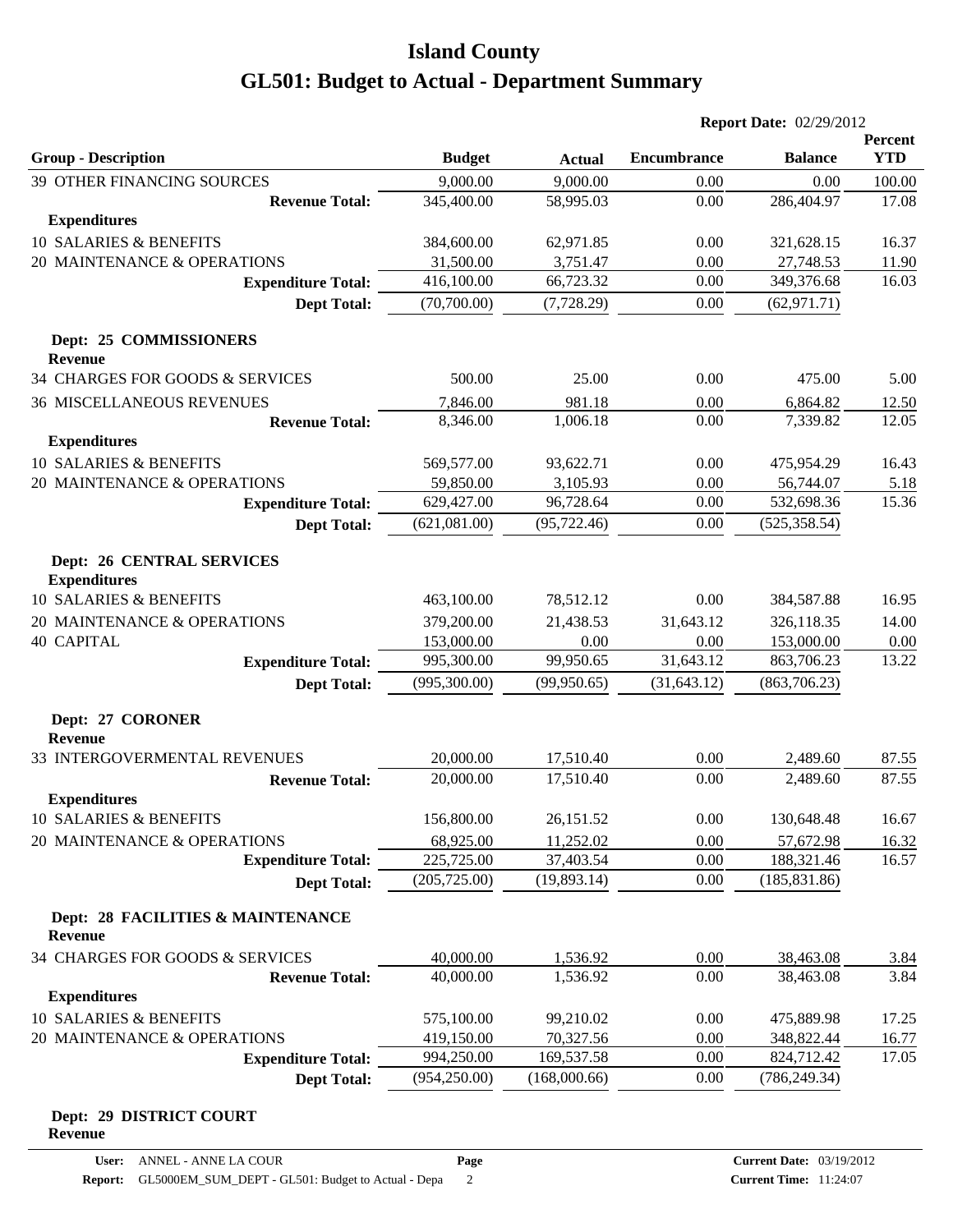# Island County

# GL501: Budget to Actual - Department Summary

**Report Date:** 02/29/2012

| Group - Description | Budget | Actual | Encumbrance | Balance | Percent YTD |
|---|---|---|---|---|---|
| 39 OTHER FINANCING SOURCES | 9,000.00 | 9,000.00 | 0.00 | 0.00 | 100.00 |
| **Revenue Total:** | 345,400.00 | 58,995.03 | 0.00 | 286,404.97 | 17.08 |
| **Expenditures** | | | | | |
| 10 SALARIES & BENEFITS | 384,600.00 | 62,971.85 | 0.00 | 321,628.15 | 16.37 |
| 20 MAINTENANCE & OPERATIONS | 31,500.00 | 3,751.47 | 0.00 | 27,748.53 | 11.90 |
| **Expenditure Total:** | 416,100.00 | 66,723.32 | 0.00 | 349,376.68 | 16.03 |
| **Dept Total:** | (70,700.00) | (7,728.29) | 0.00 | (62,971.71) | |
| **Dept: 25 COMMISSIONERS** | | | | | |
| **Revenue** | | | | | |
| 34 CHARGES FOR GOODS & SERVICES | 500.00 | 25.00 | 0.00 | 475.00 | 5.00 |
| 36 MISCELLANEOUS REVENUES | 7,846.00 | 981.18 | 0.00 | 6,864.82 | 12.50 |
| **Revenue Total:** | 8,346.00 | 1,006.18 | 0.00 | 7,339.82 | 12.05 |
| **Expenditures** | | | | | |
| 10 SALARIES & BENEFITS | 569,577.00 | 93,622.71 | 0.00 | 475,954.29 | 16.43 |
| 20 MAINTENANCE & OPERATIONS | 59,850.00 | 3,105.93 | 0.00 | 56,744.07 | 5.18 |
| **Expenditure Total:** | 629,427.00 | 96,728.64 | 0.00 | 532,698.36 | 15.36 |
| **Dept Total:** | (621,081.00) | (95,722.46) | 0.00 | (525,358.54) | |
| **Dept: 26 CENTRAL SERVICES** | | | | | |
| **Expenditures** | | | | | |
| 10 SALARIES & BENEFITS | 463,100.00 | 78,512.12 | 0.00 | 384,587.88 | 16.95 |
| 20 MAINTENANCE & OPERATIONS | 379,200.00 | 21,438.53 | 31,643.12 | 326,118.35 | 14.00 |
| 40 CAPITAL | 153,000.00 | 0.00 | 0.00 | 153,000.00 | 0.00 |
| **Expenditure Total:** | 995,300.00 | 99,950.65 | 31,643.12 | 863,706.23 | 13.22 |
| **Dept Total:** | (995,300.00) | (99,950.65) | (31,643.12) | (863,706.23) | |
| **Dept: 27 CORONER** | | | | | |
| **Revenue** | | | | | |
| 33 INTERGOVERMENTAL REVENUES | 20,000.00 | 17,510.40 | 0.00 | 2,489.60 | 87.55 |
| **Revenue Total:** | 20,000.00 | 17,510.40 | 0.00 | 2,489.60 | 87.55 |
| **Expenditures** | | | | | |
| 10 SALARIES & BENEFITS | 156,800.00 | 26,151.52 | 0.00 | 130,648.48 | 16.67 |
| 20 MAINTENANCE & OPERATIONS | 68,925.00 | 11,252.02 | 0.00 | 57,672.98 | 16.32 |
| **Expenditure Total:** | 225,725.00 | 37,403.54 | 0.00 | 188,321.46 | 16.57 |
| **Dept Total:** | (205,725.00) | (19,893.14) | 0.00 | (185,831.86) | |
| **Dept: 28 FACILITIES & MAINTENANCE** | | | | | |
| **Revenue** | | | | | |
| 34 CHARGES FOR GOODS & SERVICES | 40,000.00 | 1,536.92 | 0.00 | 38,463.08 | 3.84 |
| **Revenue Total:** | 40,000.00 | 1,536.92 | 0.00 | 38,463.08 | 3.84 |
| **Expenditures** | | | | | |
| 10 SALARIES & BENEFITS | 575,100.00 | 99,210.02 | 0.00 | 475,889.98 | 17.25 |
| 20 MAINTENANCE & OPERATIONS | 419,150.00 | 70,327.56 | 0.00 | 348,822.44 | 16.77 |
| **Expenditure Total:** | 994,250.00 | 169,537.58 | 0.00 | 824,712.42 | 17.05 |
| **Dept Total:** | (954,250.00) | (168,000.66) | 0.00 | (786,249.34) | |
| **Dept: 29 DISTRICT COURT** | | | | | |
| **Revenue** | | | | | |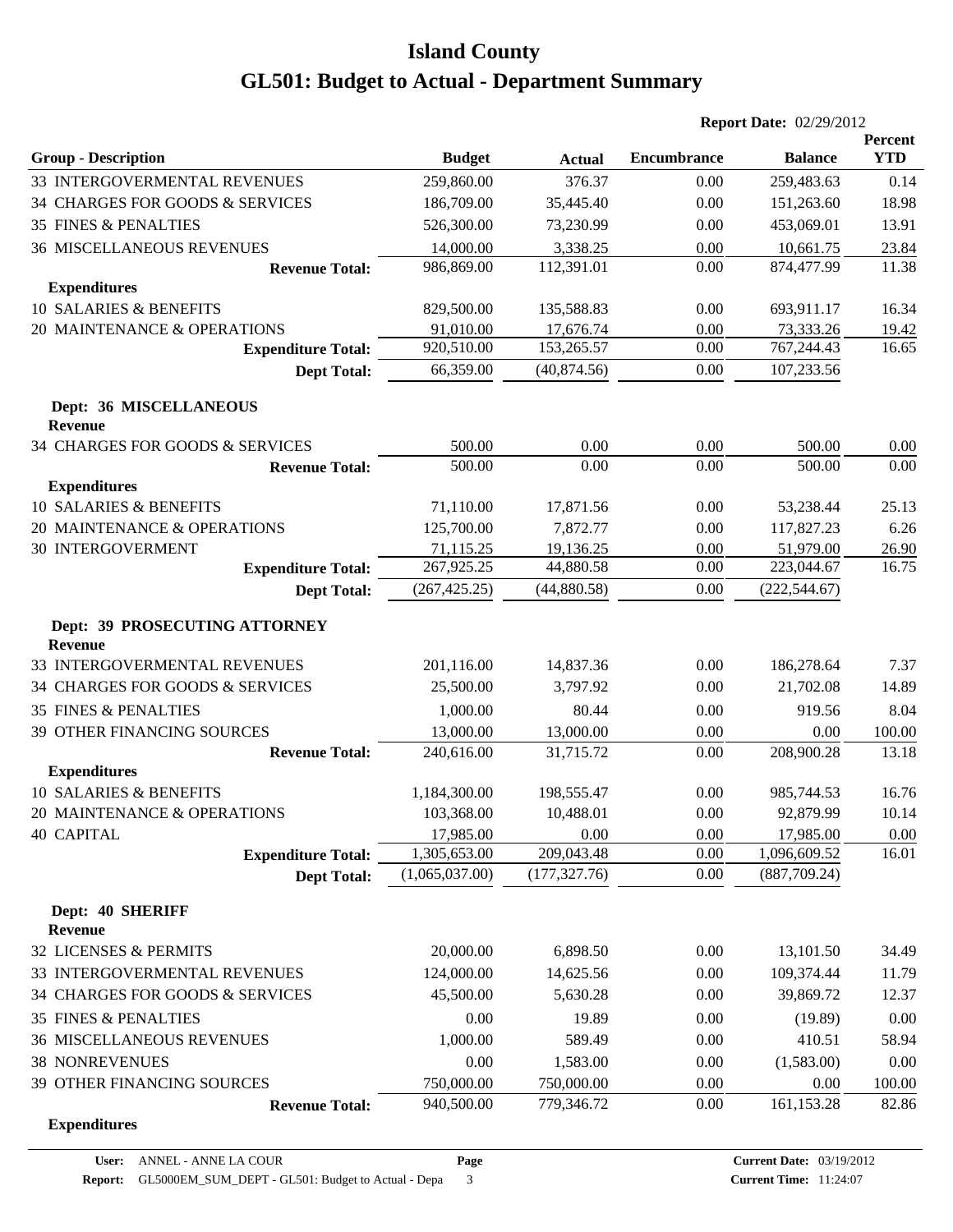# Island County

# GL501: Budget to Actual - Department Summary

**Report Date:** 02/29/2012

| Group - Description | Budget | Actual | Encumbrance | Balance | Percent YTD |
|---|---|---|---|---|---|
| 33 INTERGOVERMENTAL REVENUES | 259,860.00 | 376.37 | 0.00 | 259,483.63 | 0.14 |
| 34 CHARGES FOR GOODS & SERVICES | 186,709.00 | 35,445.40 | 0.00 | 151,263.60 | 18.98 |
| 35 FINES & PENALTIES | 526,300.00 | 73,230.99 | 0.00 | 453,069.01 | 13.91 |
| 36 MISCELLANEOUS REVENUES | 14,000.00 | 3,338.25 | 0.00 | 10,661.75 | 23.84 |
| **Revenue Total:** | 986,869.00 | 112,391.01 | 0.00 | 874,477.99 | 11.38 |
| **Expenditures** | | | | | |
| 10 SALARIES & BENEFITS | 829,500.00 | 135,588.83 | 0.00 | 693,911.17 | 16.34 |
| 20 MAINTENANCE & OPERATIONS | 91,010.00 | 17,676.74 | 0.00 | 73,333.26 | 19.42 |
| **Expenditure Total:** | 920,510.00 | 153,265.57 | 0.00 | 767,244.43 | 16.65 |
| **Dept Total:** | 66,359.00 | (40,874.56) | 0.00 | 107,233.56 | |
| **Dept: 36 MISCELLANEOUS** | | | | | |
| **Revenue** | | | | | |
| 34 CHARGES FOR GOODS & SERVICES | 500.00 | 0.00 | 0.00 | 500.00 | 0.00 |
| **Revenue Total:** | 500.00 | 0.00 | 0.00 | 500.00 | 0.00 |
| **Expenditures** | | | | | |
| 10 SALARIES & BENEFITS | 71,110.00 | 17,871.56 | 0.00 | 53,238.44 | 25.13 |
| 20 MAINTENANCE & OPERATIONS | 125,700.00 | 7,872.77 | 0.00 | 117,827.23 | 6.26 |
| 30 INTERGOVERMENT | 71,115.25 | 19,136.25 | 0.00 | 51,979.00 | 26.90 |
| **Expenditure Total:** | 267,925.25 | 44,880.58 | 0.00 | 223,044.67 | 16.75 |
| **Dept Total:** | (267,425.25) | (44,880.58) | 0.00 | (222,544.67) | |
| **Dept: 39 PROSECUTING ATTORNEY** | | | | | |
| **Revenue** | | | | | |
| 33 INTERGOVERMENTAL REVENUES | 201,116.00 | 14,837.36 | 0.00 | 186,278.64 | 7.37 |
| 34 CHARGES FOR GOODS & SERVICES | 25,500.00 | 3,797.92 | 0.00 | 21,702.08 | 14.89 |
| 35 FINES & PENALTIES | 1,000.00 | 80.44 | 0.00 | 919.56 | 8.04 |
| 39 OTHER FINANCING SOURCES | 13,000.00 | 13,000.00 | 0.00 | 0.00 | 100.00 |
| **Revenue Total:** | 240,616.00 | 31,715.72 | 0.00 | 208,900.28 | 13.18 |
| **Expenditures** | | | | | |
| 10 SALARIES & BENEFITS | 1,184,300.00 | 198,555.47 | 0.00 | 985,744.53 | 16.76 |
| 20 MAINTENANCE & OPERATIONS | 103,368.00 | 10,488.01 | 0.00 | 92,879.99 | 10.14 |
| 40 CAPITAL | 17,985.00 | 0.00 | 0.00 | 17,985.00 | 0.00 |
| **Expenditure Total:** | 1,305,653.00 | 209,043.48 | 0.00 | 1,096,609.52 | 16.01 |
| **Dept Total:** | (1,065,037.00) | (177,327.76) | 0.00 | (887,709.24) | |
| **Dept: 40 SHERIFF** | | | | | |
| **Revenue** | | | | | |
| 32 LICENSES & PERMITS | 20,000.00 | 6,898.50 | 0.00 | 13,101.50 | 34.49 |
| 33 INTERGOVERMENTAL REVENUES | 124,000.00 | 14,625.56 | 0.00 | 109,374.44 | 11.79 |
| 34 CHARGES FOR GOODS & SERVICES | 45,500.00 | 5,630.28 | 0.00 | 39,869.72 | 12.37 |
| 35 FINES & PENALTIES | 0.00 | 19.89 | 0.00 | (19.89) | 0.00 |
| 36 MISCELLANEOUS REVENUES | 1,000.00 | 589.49 | 0.00 | 410.51 | 58.94 |
| 38 NONREVENUES | 0.00 | 1,583.00 | 0.00 | (1,583.00) | 0.00 |
| 39 OTHER FINANCING SOURCES | 750,000.00 | 750,000.00 | 0.00 | 0.00 | 100.00 |
| **Revenue Total:** | 940,500.00 | 779,346.72 | 0.00 | 161,153.28 | 82.86 |
| **Expenditures** | | | | | |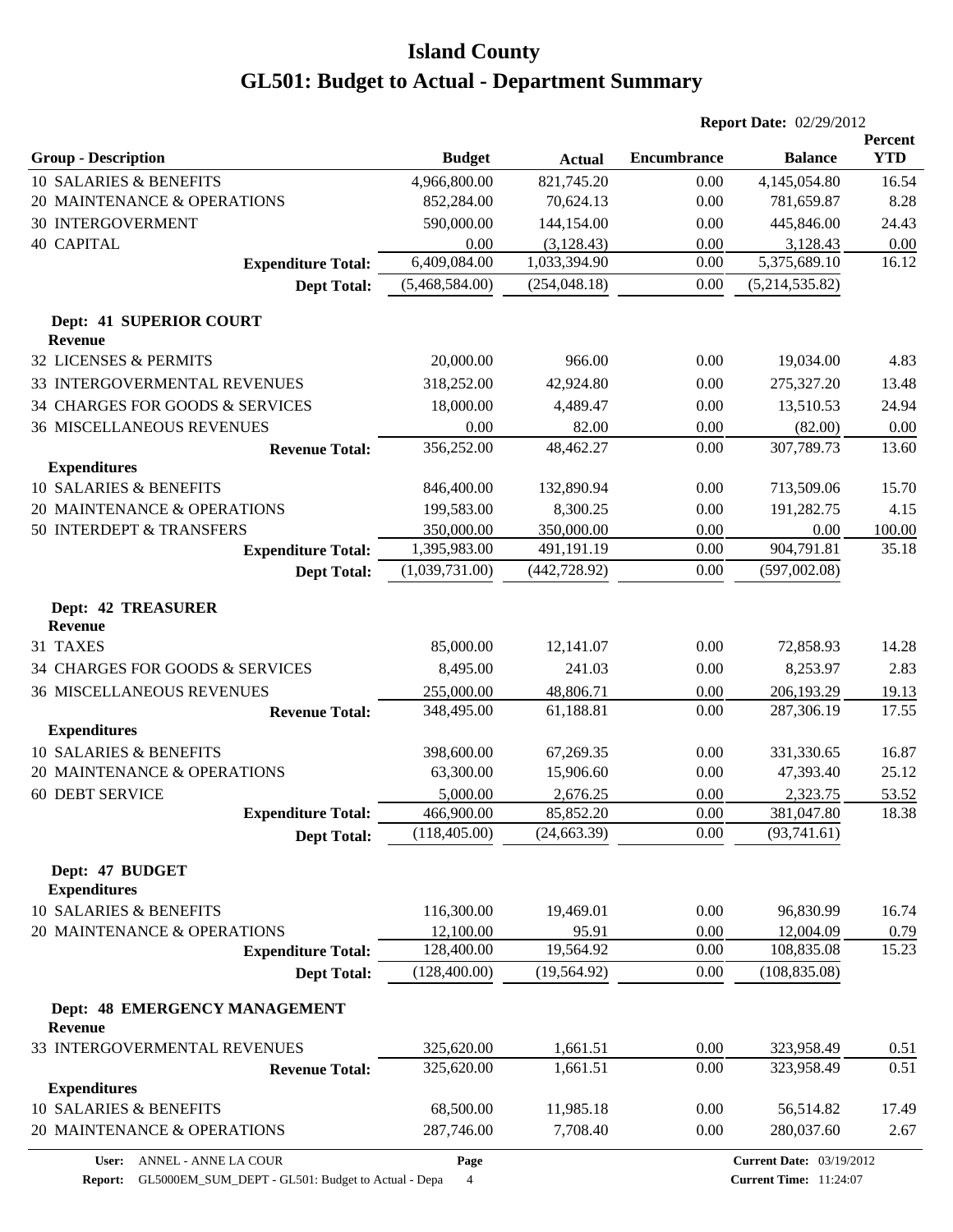# Island County

# GL501: Budget to Actual - Department Summary

**Report Date:** 02/29/2012

| Group - Description | Budget | Actual | Encumbrance | Balance | Percent YTD |
|---|---|---|---|---|---|
| 10 SALARIES & BENEFITS | 4,966,800.00 | 821,745.20 | 0.00 | 4,145,054.80 | 16.54 |
| 20 MAINTENANCE & OPERATIONS | 852,284.00 | 70,624.13 | 0.00 | 781,659.87 | 8.28 |
| 30 INTERGOVERMENT | 590,000.00 | 144,154.00 | 0.00 | 445,846.00 | 24.43 |
| 40 CAPITAL | 0.00 | (3,128.43) | 0.00 | 3,128.43 | 0.00 |
| **Expenditure Total:** | 6,409,084.00 | 1,033,394.90 | 0.00 | 5,375,689.10 | 16.12 |
| **Dept Total:** | (5,468,584.00) | (254,048.18) | 0.00 | (5,214,535.82) | |
| **Dept: 41 SUPERIOR COURT** | | | | | |
| **Revenue** | | | | | |
| 32 LICENSES & PERMITS | 20,000.00 | 966.00 | 0.00 | 19,034.00 | 4.83 |
| 33 INTERGOVERMENTAL REVENUES | 318,252.00 | 42,924.80 | 0.00 | 275,327.20 | 13.48 |
| 34 CHARGES FOR GOODS & SERVICES | 18,000.00 | 4,489.47 | 0.00 | 13,510.53 | 24.94 |
| 36 MISCELLANEOUS REVENUES | 0.00 | 82.00 | 0.00 | (82.00) | 0.00 |
| **Revenue Total:** | 356,252.00 | 48,462.27 | 0.00 | 307,789.73 | 13.60 |
| **Expenditures** | | | | | |
| 10 SALARIES & BENEFITS | 846,400.00 | 132,890.94 | 0.00 | 713,509.06 | 15.70 |
| 20 MAINTENANCE & OPERATIONS | 199,583.00 | 8,300.25 | 0.00 | 191,282.75 | 4.15 |
| 50 INTERDEPT & TRANSFERS | 350,000.00 | 350,000.00 | 0.00 | 0.00 | 100.00 |
| **Expenditure Total:** | 1,395,983.00 | 491,191.19 | 0.00 | 904,791.81 | 35.18 |
| **Dept Total:** | (1,039,731.00) | (442,728.92) | 0.00 | (597,002.08) | |
| **Dept: 42 TREASURER** | | | | | |
| **Revenue** | | | | | |
| 31 TAXES | 85,000.00 | 12,141.07 | 0.00 | 72,858.93 | 14.28 |
| 34 CHARGES FOR GOODS & SERVICES | 8,495.00 | 241.03 | 0.00 | 8,253.97 | 2.83 |
| 36 MISCELLANEOUS REVENUES | 255,000.00 | 48,806.71 | 0.00 | 206,193.29 | 19.13 |
| **Revenue Total:** | 348,495.00 | 61,188.81 | 0.00 | 287,306.19 | 17.55 |
| **Expenditures** | | | | | |
| 10 SALARIES & BENEFITS | 398,600.00 | 67,269.35 | 0.00 | 331,330.65 | 16.87 |
| 20 MAINTENANCE & OPERATIONS | 63,300.00 | 15,906.60 | 0.00 | 47,393.40 | 25.12 |
| 60 DEBT SERVICE | 5,000.00 | 2,676.25 | 0.00 | 2,323.75 | 53.52 |
| **Expenditure Total:** | 466,900.00 | 85,852.20 | 0.00 | 381,047.80 | 18.38 |
| **Dept Total:** | (118,405.00) | (24,663.39) | 0.00 | (93,741.61) | |
| **Dept: 47 BUDGET** | | | | | |
| **Expenditures** | | | | | |
| 10 SALARIES & BENEFITS | 116,300.00 | 19,469.01 | 0.00 | 96,830.99 | 16.74 |
| 20 MAINTENANCE & OPERATIONS | 12,100.00 | 95.91 | 0.00 | 12,004.09 | 0.79 |
| **Expenditure Total:** | 128,400.00 | 19,564.92 | 0.00 | 108,835.08 | 15.23 |
| **Dept Total:** | (128,400.00) | (19,564.92) | 0.00 | (108,835.08) | |
| **Dept: 48 EMERGENCY MANAGEMENT** | | | | | |
| **Revenue** | | | | | |
| 33 INTERGOVERMENTAL REVENUES | 325,620.00 | 1,661.51 | 0.00 | 323,958.49 | 0.51 |
| **Revenue Total:** | 325,620.00 | 1,661.51 | 0.00 | 323,958.49 | 0.51 |
| **Expenditures** | | | | | |
| 10 SALARIES & BENEFITS | 68,500.00 | 11,985.18 | 0.00 | 56,514.82 | 17.49 |
| 20 MAINTENANCE & OPERATIONS | 287,746.00 | 7,708.40 | 0.00 | 280,037.60 | 2.67 |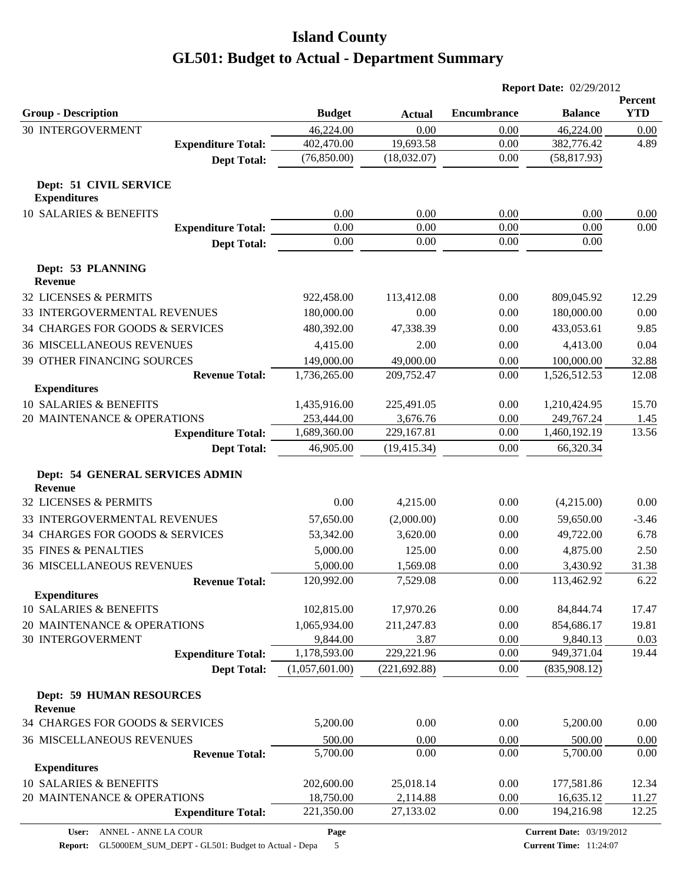# Island County

# GL501: Budget to Actual - Department Summary

**Report Date:** 02/29/2012

| Group - Description | Budget | Actual | Encumbrance | Balance | Percent YTD |
|---|---|---|---|---|---|
| 30 INTERGOVERMENT | 46,224.00 | 0.00 | 0.00 | 46,224.00 | 0.00 |
| **Expenditure Total:** | 402,470.00 | 19,693.58 | 0.00 | 382,776.42 | 4.89 |
| **Dept Total:** | (76,850.00) | (18,032.07) | 0.00 | (58,817.93) | |
| **Dept: 51 CIVIL SERVICE** | | | | | |
| **Expenditures** | | | | | |
| 10 SALARIES & BENEFITS | 0.00 | 0.00 | 0.00 | 0.00 | 0.00 |
| **Expenditure Total:** | 0.00 | 0.00 | 0.00 | 0.00 | 0.00 |
| **Dept Total:** | 0.00 | 0.00 | 0.00 | 0.00 | |
| **Dept: 53 PLANNING** | | | | | |
| **Revenue** | | | | | |
| 32 LICENSES & PERMITS | 922,458.00 | 113,412.08 | 0.00 | 809,045.92 | 12.29 |
| 33 INTERGOVERMENTAL REVENUES | 180,000.00 | 0.00 | 0.00 | 180,000.00 | 0.00 |
| 34 CHARGES FOR GOODS & SERVICES | 480,392.00 | 47,338.39 | 0.00 | 433,053.61 | 9.85 |
| 36 MISCELLANEOUS REVENUES | 4,415.00 | 2.00 | 0.00 | 4,413.00 | 0.04 |
| 39 OTHER FINANCING SOURCES | 149,000.00 | 49,000.00 | 0.00 | 100,000.00 | 32.88 |
| **Revenue Total:** | 1,736,265.00 | 209,752.47 | 0.00 | 1,526,512.53 | 12.08 |
| **Expenditures** | | | | | |
| 10 SALARIES & BENEFITS | 1,435,916.00 | 225,491.05 | 0.00 | 1,210,424.95 | 15.70 |
| 20 MAINTENANCE & OPERATIONS | 253,444.00 | 3,676.76 | 0.00 | 249,767.24 | 1.45 |
| **Expenditure Total:** | 1,689,360.00 | 229,167.81 | 0.00 | 1,460,192.19 | 13.56 |
| **Dept Total:** | 46,905.00 | (19,415.34) | 0.00 | 66,320.34 | |
| **Dept: 54 GENERAL SERVICES ADMIN** | | | | | |
| **Revenue** | | | | | |
| 32 LICENSES & PERMITS | 0.00 | 4,215.00 | 0.00 | (4,215.00) | 0.00 |
| 33 INTERGOVERMENTAL REVENUES | 57,650.00 | (2,000.00) | 0.00 | 59,650.00 | -3.46 |
| 34 CHARGES FOR GOODS & SERVICES | 53,342.00 | 3,620.00 | 0.00 | 49,722.00 | 6.78 |
| 35 FINES & PENALTIES | 5,000.00 | 125.00 | 0.00 | 4,875.00 | 2.50 |
| 36 MISCELLANEOUS REVENUES | 5,000.00 | 1,569.08 | 0.00 | 3,430.92 | 31.38 |
| **Revenue Total:** | 120,992.00 | 7,529.08 | 0.00 | 113,462.92 | 6.22 |
| **Expenditures** | | | | | |
| 10 SALARIES & BENEFITS | 102,815.00 | 17,970.26 | 0.00 | 84,844.74 | 17.47 |
| 20 MAINTENANCE & OPERATIONS | 1,065,934.00 | 211,247.83 | 0.00 | 854,686.17 | 19.81 |
| 30 INTERGOVERMENT | 9,844.00 | 3.87 | 0.00 | 9,840.13 | 0.03 |
| **Expenditure Total:** | 1,178,593.00 | 229,221.96 | 0.00 | 949,371.04 | 19.44 |
| **Dept Total:** | (1,057,601.00) | (221,692.88) | 0.00 | (835,908.12) | |
| **Dept: 59 HUMAN RESOURCES** | | | | | |
| **Revenue** | | | | | |
| 34 CHARGES FOR GOODS & SERVICES | 5,200.00 | 0.00 | 0.00 | 5,200.00 | 0.00 |
| 36 MISCELLANEOUS REVENUES | 500.00 | 0.00 | 0.00 | 500.00 | 0.00 |
| **Revenue Total:** | 5,700.00 | 0.00 | 0.00 | 5,700.00 | 0.00 |
| **Expenditures** | | | | | |
| 10 SALARIES & BENEFITS | 202,600.00 | 25,018.14 | 0.00 | 177,581.86 | 12.34 |
| 20 MAINTENANCE & OPERATIONS | 18,750.00 | 2,114.88 | 0.00 | 16,635.12 | 11.27 |
| **Expenditure Total:** | 221,350.00 | 27,133.02 | 0.00 | 194,216.98 | 12.25 |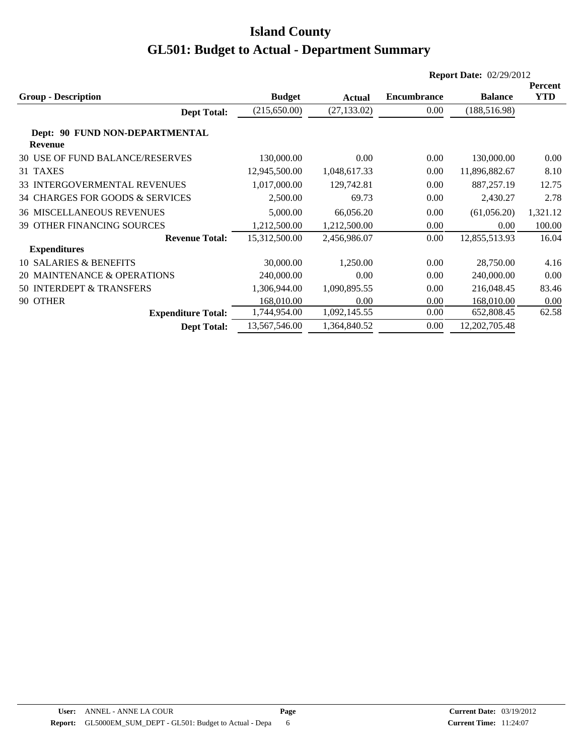# Island County

# GL501: Budget to Actual - Department Summary

**Report Date:** 02/29/2012

| Group - Description | Budget | Actual | Encumbrance | Balance | Percent YTD |
|---|---|---|---|---|---|
| **Dept Total:** | (215,650.00) | (27,133.02) | 0.00 | (188,516.98) | |
| **Dept: 90 FUND NON-DEPARTMENTAL** | | | | | |
| **Revenue** | | | | | |
| 30 USE OF FUND BALANCE/RESERVES | 130,000.00 | 0.00 | 0.00 | 130,000.00 | 0.00 |
| 31 TAXES | 12,945,500.00 | 1,048,617.33 | 0.00 | 11,896,882.67 | 8.10 |
| 33 INTERGOVERMENTAL REVENUES | 1,017,000.00 | 129,742.81 | 0.00 | 887,257.19 | 12.75 |
| 34 CHARGES FOR GOODS & SERVICES | 2,500.00 | 69.73 | 0.00 | 2,430.27 | 2.78 |
| 36 MISCELLANEOUS REVENUES | 5,000.00 | 66,056.20 | 0.00 | (61,056.20) | 1,321.12 |
| 39 OTHER FINANCING SOURCES | 1,212,500.00 | 1,212,500.00 | 0.00 | 0.00 | 100.00 |
| **Revenue Total:** | 15,312,500.00 | 2,456,986.07 | 0.00 | 12,855,513.93 | 16.04 |
| **Expenditures** | | | | | |
| 10 SALARIES & BENEFITS | 30,000.00 | 1,250.00 | 0.00 | 28,750.00 | 4.16 |
| 20 MAINTENANCE & OPERATIONS | 240,000.00 | 0.00 | 0.00 | 240,000.00 | 0.00 |
| 50 INTERDEPT & TRANSFERS | 1,306,944.00 | 1,090,895.55 | 0.00 | 216,048.45 | 83.46 |
| 90 OTHER | 168,010.00 | 0.00 | 0.00 | 168,010.00 | 0.00 |
| **Expenditure Total:** | 1,744,954.00 | 1,092,145.55 | 0.00 | 652,808.45 | 62.58 |
| **Dept Total:** | 13,567,546.00 | 1,364,840.52 | 0.00 | 12,202,705.48 | |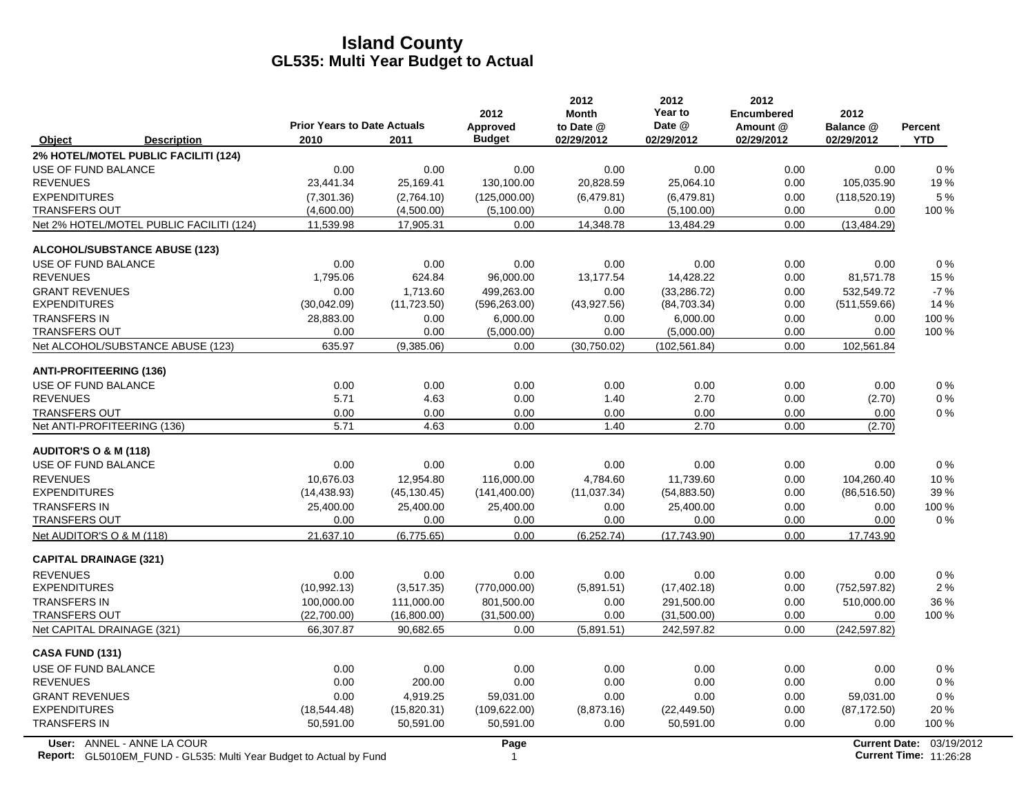# Island County
## GL535: Multi Year Budget to Actual

| Object | Description | Prior Years to Date Actuals 2010 | 2011 | 2012 Approved Budget | 2012 Month to Date @ 02/29/2012 | 2012 Year to Date @ 02/29/2012 | 2012 Encumbered Amount @ 02/29/2012 | 2012 Balance @ 02/29/2012 | Percent YTD |
|---|---|---|---|---|---|---|---|---|---|
| **2% HOTEL/MOTEL PUBLIC FACILITI (124)** | | | | | | | | | |
| USE OF FUND BALANCE | | 0.00 | 0.00 | 0.00 | 0.00 | 0.00 | 0.00 | 0.00 | 0 % |
| REVENUES | | 23,441.34 | 25,169.41 | 130,100.00 | 20,828.59 | 25,064.10 | 0.00 | 105,035.90 | 19 % |
| EXPENDITURES | | (7,301.36) | (2,764.10) | (125,000.00) | (6,479.81) | (6,479.81) | 0.00 | (118,520.19) | 5 % |
| TRANSFERS OUT | | (4,600.00) | (4,500.00) | (5,100.00) | 0.00 | (5,100.00) | 0.00 | 0.00 | 100 % |
| Net 2% HOTEL/MOTEL PUBLIC FACILITI (124) | | 11,539.98 | 17,905.31 | 0.00 | 14,348.78 | 13,484.29 | 0.00 | (13,484.29) | |
| **ALCOHOL/SUBSTANCE ABUSE (123)** | | | | | | | | | |
| USE OF FUND BALANCE | | 0.00 | 0.00 | 0.00 | 0.00 | 0.00 | 0.00 | 0.00 | 0 % |
| REVENUES | | 1,795.06 | 624.84 | 96,000.00 | 13,177.54 | 14,428.22 | 0.00 | 81,571.78 | 15 % |
| GRANT REVENUES | | 0.00 | 1,713.60 | 499,263.00 | 0.00 | (33,286.72) | 0.00 | 532,549.72 | -7 % |
| EXPENDITURES | | (30,042.09) | (11,723.50) | (596,263.00) | (43,927.56) | (84,703.34) | 0.00 | (511,559.66) | 14 % |
| TRANSFERS IN | | 28,883.00 | 0.00 | 6,000.00 | 0.00 | 6,000.00 | 0.00 | 0.00 | 100 % |
| TRANSFERS OUT | | 0.00 | 0.00 | (5,000.00) | 0.00 | (5,000.00) | 0.00 | 0.00 | 100 % |
| Net ALCOHOL/SUBSTANCE ABUSE (123) | | 635.97 | (9,385.06) | 0.00 | (30,750.02) | (102,561.84) | 0.00 | 102,561.84 | |
| **ANTI-PROFITEERING (136)** | | | | | | | | | |
| USE OF FUND BALANCE | | 0.00 | 0.00 | 0.00 | 0.00 | 0.00 | 0.00 | 0.00 | 0 % |
| REVENUES | | 5.71 | 4.63 | 0.00 | 1.40 | 2.70 | 0.00 | (2.70) | 0 % |
| TRANSFERS OUT | | 0.00 | 0.00 | 0.00 | 0.00 | 0.00 | 0.00 | 0.00 | 0 % |
| Net ANTI-PROFITEERING (136) | | 5.71 | 4.63 | 0.00 | 1.40 | 2.70 | 0.00 | (2.70) | |
| **AUDITOR'S O & M (118)** | | | | | | | | | |
| USE OF FUND BALANCE | | 0.00 | 0.00 | 0.00 | 0.00 | 0.00 | 0.00 | 0.00 | 0 % |
| REVENUES | | 10,676.03 | 12,954.80 | 116,000.00 | 4,784.60 | 11,739.60 | 0.00 | 104,260.40 | 10 % |
| EXPENDITURES | | (14,438.93) | (45,130.45) | (141,400.00) | (11,037.34) | (54,883.50) | 0.00 | (86,516.50) | 39 % |
| TRANSFERS IN | | 25,400.00 | 25,400.00 | 25,400.00 | 0.00 | 25,400.00 | 0.00 | 0.00 | 100 % |
| TRANSFERS OUT | | 0.00 | 0.00 | 0.00 | 0.00 | 0.00 | 0.00 | 0.00 | 0 % |
| Net AUDITOR'S O & M (118) | | 21,637.10 | (6,775.65) | 0.00 | (6,252.74) | (17,743.90) | 0.00 | 17,743.90 | |
| **CAPITAL DRAINAGE (321)** | | | | | | | | | |
| REVENUES | | 0.00 | 0.00 | 0.00 | 0.00 | 0.00 | 0.00 | 0.00 | 0 % |
| EXPENDITURES | | (10,992.13) | (3,517.35) | (770,000.00) | (5,891.51) | (17,402.18) | 0.00 | (752,597.82) | 2 % |
| TRANSFERS IN | | 100,000.00 | 111,000.00 | 801,500.00 | 0.00 | 291,500.00 | 0.00 | 510,000.00 | 36 % |
| TRANSFERS OUT | | (22,700.00) | (16,800.00) | (31,500.00) | 0.00 | (31,500.00) | 0.00 | 0.00 | 100 % |
| Net CAPITAL DRAINAGE (321) | | 66,307.87 | 90,682.65 | 0.00 | (5,891.51) | 242,597.82 | 0.00 | (242,597.82) | |
| **CASA FUND (131)** | | | | | | | | | |
| USE OF FUND BALANCE | | 0.00 | 0.00 | 0.00 | 0.00 | 0.00 | 0.00 | 0.00 | 0 % |
| REVENUES | | 0.00 | 200.00 | 0.00 | 0.00 | 0.00 | 0.00 | 0.00 | 0 % |
| GRANT REVENUES | | 0.00 | 4,919.25 | 59,031.00 | 0.00 | 0.00 | 0.00 | 59,031.00 | 0 % |
| EXPENDITURES | | (18,544.48) | (15,820.31) | (109,622.00) | (8,873.16) | (22,449.50) | 0.00 | (87,172.50) | 20 % |
| TRANSFERS IN | | 50,591.00 | 50,591.00 | 50,591.00 | 0.00 | 50,591.00 | 0.00 | 0.00 | 100 % |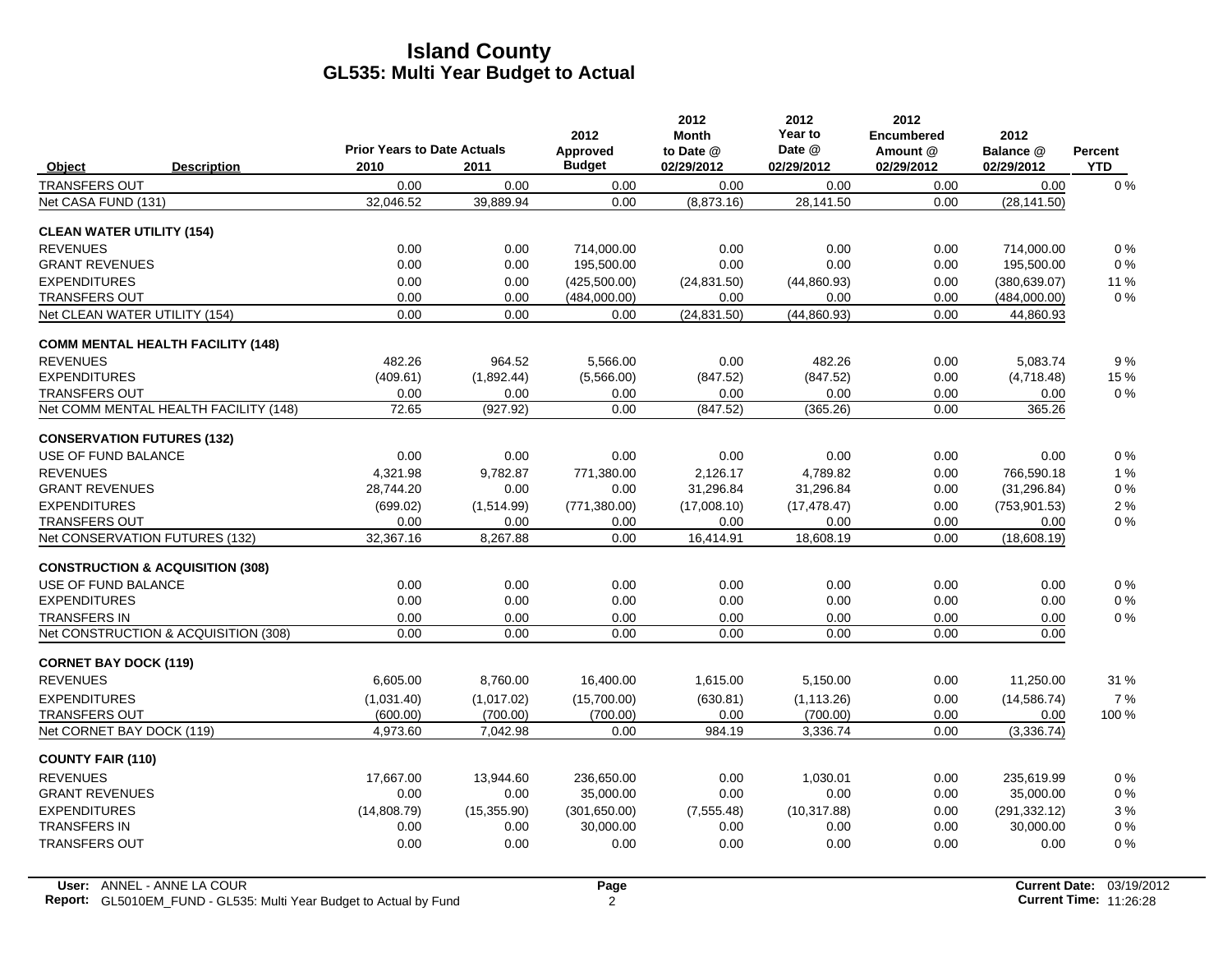# Island County
## GL535: Multi Year Budget to Actual

| Object | Description | Prior Years to Date Actuals 2010 | 2011 | 2012 Approved Budget | 2012 Month to Date @ 02/29/2012 | 2012 Year to Date @ 02/29/2012 | 2012 Encumbered Amount @ 02/29/2012 | 2012 Balance @ 02/29/2012 | Percent YTD |
|---|---|---|---|---|---|---|---|---|---|
| TRANSFERS OUT | | 0.00 | 0.00 | 0.00 | 0.00 | 0.00 | 0.00 | 0.00 | 0 % |
| Net CASA FUND (131) | | 32,046.52 | 39,889.94 | 0.00 | (8,873.16) | 28,141.50 | 0.00 | (28,141.50) | |
| **CLEAN WATER UTILITY (154)** | | | | | | | | | |
| REVENUES | | 0.00 | 0.00 | 714,000.00 | 0.00 | 0.00 | 0.00 | 714,000.00 | 0 % |
| GRANT REVENUES | | 0.00 | 0.00 | 195,500.00 | 0.00 | 0.00 | 0.00 | 195,500.00 | 0 % |
| EXPENDITURES | | 0.00 | 0.00 | (425,500.00) | (24,831.50) | (44,860.93) | 0.00 | (380,639.07) | 11 % |
| TRANSFERS OUT | | 0.00 | 0.00 | (484,000.00) | 0.00 | 0.00 | 0.00 | (484,000.00) | 0 % |
| Net CLEAN WATER UTILITY (154) | | 0.00 | 0.00 | 0.00 | (24,831.50) | (44,860.93) | 0.00 | 44,860.93 | |
| **COMM MENTAL HEALTH FACILITY (148)** | | | | | | | | | |
| REVENUES | | 482.26 | 964.52 | 5,566.00 | 0.00 | 482.26 | 0.00 | 5,083.74 | 9 % |
| EXPENDITURES | | (409.61) | (1,892.44) | (5,566.00) | (847.52) | (847.52) | 0.00 | (4,718.48) | 15 % |
| TRANSFERS OUT | | 0.00 | 0.00 | 0.00 | 0.00 | 0.00 | 0.00 | 0.00 | 0 % |
| Net COMM MENTAL HEALTH FACILITY (148) | | 72.65 | (927.92) | 0.00 | (847.52) | (365.26) | 0.00 | 365.26 | |
| **CONSERVATION FUTURES (132)** | | | | | | | | | |
| USE OF FUND BALANCE | | 0.00 | 0.00 | 0.00 | 0.00 | 0.00 | 0.00 | 0.00 | 0 % |
| REVENUES | | 4,321.98 | 9,782.87 | 771,380.00 | 2,126.17 | 4,789.82 | 0.00 | 766,590.18 | 1 % |
| GRANT REVENUES | | 28,744.20 | 0.00 | 0.00 | 31,296.84 | 31,296.84 | 0.00 | (31,296.84) | 0 % |
| EXPENDITURES | | (699.02) | (1,514.99) | (771,380.00) | (17,008.10) | (17,478.47) | 0.00 | (753,901.53) | 2 % |
| TRANSFERS OUT | | 0.00 | 0.00 | 0.00 | 0.00 | 0.00 | 0.00 | 0.00 | 0 % |
| Net CONSERVATION FUTURES (132) | | 32,367.16 | 8,267.88 | 0.00 | 16,414.91 | 18,608.19 | 0.00 | (18,608.19) | |
| **CONSTRUCTION & ACQUISITION (308)** | | | | | | | | | |
| USE OF FUND BALANCE | | 0.00 | 0.00 | 0.00 | 0.00 | 0.00 | 0.00 | 0.00 | 0 % |
| EXPENDITURES | | 0.00 | 0.00 | 0.00 | 0.00 | 0.00 | 0.00 | 0.00 | 0 % |
| TRANSFERS IN | | 0.00 | 0.00 | 0.00 | 0.00 | 0.00 | 0.00 | 0.00 | 0 % |
| Net CONSTRUCTION & ACQUISITION (308) | | 0.00 | 0.00 | 0.00 | 0.00 | 0.00 | 0.00 | 0.00 | |
| **CORNET BAY DOCK (119)** | | | | | | | | | |
| REVENUES | | 6,605.00 | 8,760.00 | 16,400.00 | 1,615.00 | 5,150.00 | 0.00 | 11,250.00 | 31 % |
| EXPENDITURES | | (1,031.40) | (1,017.02) | (15,700.00) | (630.81) | (1,113.26) | 0.00 | (14,586.74) | 7 % |
| TRANSFERS OUT | | (600.00) | (700.00) | (700.00) | 0.00 | (700.00) | 0.00 | 0.00 | 100 % |
| Net CORNET BAY DOCK (119) | | 4,973.60 | 7,042.98 | 0.00 | 984.19 | 3,336.74 | 0.00 | (3,336.74) | |
| **COUNTY FAIR (110)** | | | | | | | | | |
| REVENUES | | 17,667.00 | 13,944.60 | 236,650.00 | 0.00 | 1,030.01 | 0.00 | 235,619.99 | 0 % |
| GRANT REVENUES | | 0.00 | 0.00 | 35,000.00 | 0.00 | 0.00 | 0.00 | 35,000.00 | 0 % |
| EXPENDITURES | | (14,808.79) | (15,355.90) | (301,650.00) | (7,555.48) | (10,317.88) | 0.00 | (291,332.12) | 3 % |
| TRANSFERS IN | | 0.00 | 0.00 | 30,000.00 | 0.00 | 0.00 | 0.00 | 30,000.00 | 0 % |
| TRANSFERS OUT | | 0.00 | 0.00 | 0.00 | 0.00 | 0.00 | 0.00 | 0.00 | 0 % |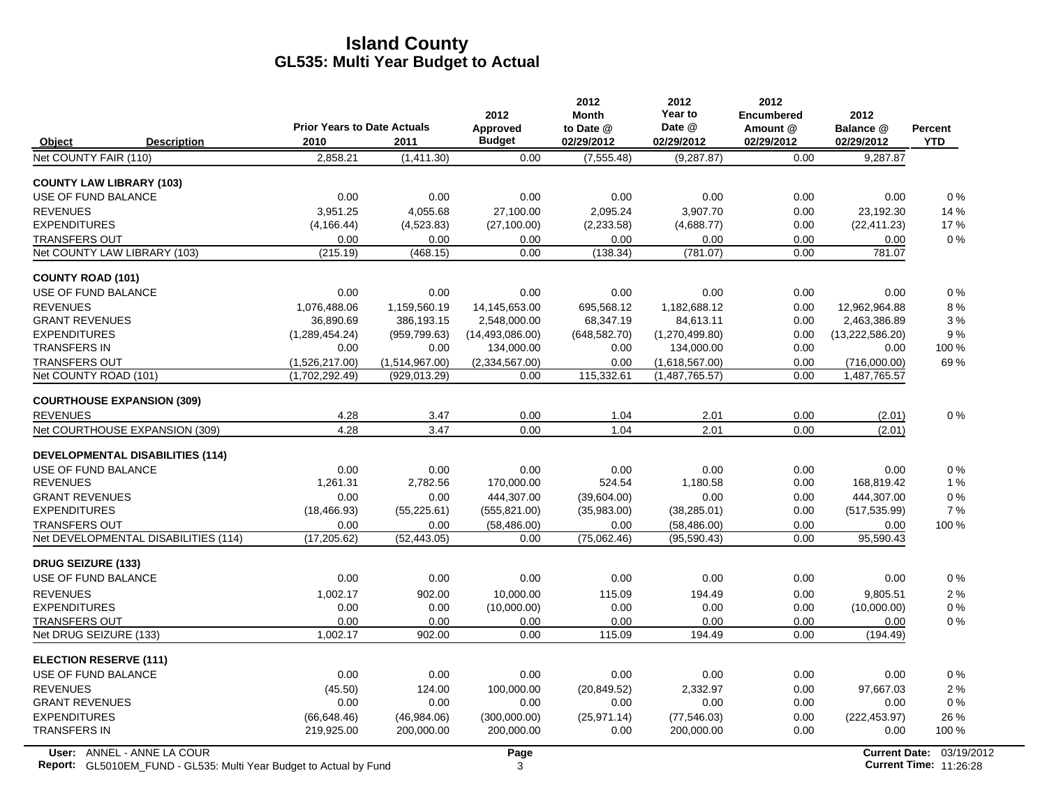# Island County
## GL535: Multi Year Budget to Actual

| Object | Description | Prior Years to Date Actuals 2010 | 2011 | 2012 Approved Budget | 2012 Month to Date @ 02/29/2012 | 2012 Year to Date @ 02/29/2012 | 2012 Encumbered Amount @ 02/29/2012 | 2012 Balance @ 02/29/2012 | Percent YTD |
|---|---|---|---|---|---|---|---|---|---|
| Net COUNTY FAIR (110) | | 2,858.21 | (1,411.30) | 0.00 | (7,555.48) | (9,287.87) | 0.00 | 9,287.87 | |
| **COUNTY LAW LIBRARY (103)** | | | | | | | | | |
| USE OF FUND BALANCE | | 0.00 | 0.00 | 0.00 | 0.00 | 0.00 | 0.00 | 0.00 | 0 % |
| REVENUES | | 3,951.25 | 4,055.68 | 27,100.00 | 2,095.24 | 3,907.70 | 0.00 | 23,192.30 | 14 % |
| EXPENDITURES | | (4,166.44) | (4,523.83) | (27,100.00) | (2,233.58) | (4,688.77) | 0.00 | (22,411.23) | 17 % |
| TRANSFERS OUT | | 0.00 | 0.00 | 0.00 | 0.00 | 0.00 | 0.00 | 0.00 | 0 % |
| Net COUNTY LAW LIBRARY (103) | | (215.19) | (468.15) | 0.00 | (138.34) | (781.07) | 0.00 | 781.07 | |
| **COUNTY ROAD (101)** | | | | | | | | | |
| USE OF FUND BALANCE | | 0.00 | 0.00 | 0.00 | 0.00 | 0.00 | 0.00 | 0.00 | 0 % |
| REVENUES | | 1,076,488.06 | 1,159,560.19 | 14,145,653.00 | 695,568.12 | 1,182,688.12 | 0.00 | 12,962,964.88 | 8 % |
| GRANT REVENUES | | 36,890.69 | 386,193.15 | 2,548,000.00 | 68,347.19 | 84,613.11 | 0.00 | 2,463,386.89 | 3 % |
| EXPENDITURES | | (1,289,454.24) | (959,799.63) | (14,493,086.00) | (648,582.70) | (1,270,499.80) | 0.00 | (13,222,586.20) | 9 % |
| TRANSFERS IN | | 0.00 | 0.00 | 134,000.00 | 0.00 | 134,000.00 | 0.00 | 0.00 | 100 % |
| TRANSFERS OUT | | (1,526,217.00) | (1,514,967.00) | (2,334,567.00) | 0.00 | (1,618,567.00) | 0.00 | (716,000.00) | 69 % |
| Net COUNTY ROAD (101) | | (1,702,292.49) | (929,013.29) | 0.00 | 115,332.61 | (1,487,765.57) | 0.00 | 1,487,765.57 | |
| **COURTHOUSE EXPANSION (309)** | | | | | | | | | |
| REVENUES | | 4.28 | 3.47 | 0.00 | 1.04 | 2.01 | 0.00 | (2.01) | 0 % |
| Net COURTHOUSE EXPANSION (309) | | 4.28 | 3.47 | 0.00 | 1.04 | 2.01 | 0.00 | (2.01) | |
| **DEVELOPMENTAL DISABILITIES (114)** | | | | | | | | | |
| USE OF FUND BALANCE | | 0.00 | 0.00 | 0.00 | 0.00 | 0.00 | 0.00 | 0.00 | 0 % |
| REVENUES | | 1,261.31 | 2,782.56 | 170,000.00 | 524.54 | 1,180.58 | 0.00 | 168,819.42 | 1 % |
| GRANT REVENUES | | 0.00 | 0.00 | 444,307.00 | (39,604.00) | 0.00 | 0.00 | 444,307.00 | 0 % |
| EXPENDITURES | | (18,466.93) | (55,225.61) | (555,821.00) | (35,983.00) | (38,285.01) | 0.00 | (517,535.99) | 7 % |
| TRANSFERS OUT | | 0.00 | 0.00 | (58,486.00) | 0.00 | (58,486.00) | 0.00 | 0.00 | 100 % |
| Net DEVELOPMENTAL DISABILITIES (114) | | (17,205.62) | (52,443.05) | 0.00 | (75,062.46) | (95,590.43) | 0.00 | 95,590.43 | |
| **DRUG SEIZURE (133)** | | | | | | | | | |
| USE OF FUND BALANCE | | 0.00 | 0.00 | 0.00 | 0.00 | 0.00 | 0.00 | 0.00 | 0 % |
| REVENUES | | 1,002.17 | 902.00 | 10,000.00 | 115.09 | 194.49 | 0.00 | 9,805.51 | 2 % |
| EXPENDITURES | | 0.00 | 0.00 | (10,000.00) | 0.00 | 0.00 | 0.00 | (10,000.00) | 0 % |
| TRANSFERS OUT | | 0.00 | 0.00 | 0.00 | 0.00 | 0.00 | 0.00 | 0.00 | 0 % |
| Net DRUG SEIZURE (133) | | 1,002.17 | 902.00 | 0.00 | 115.09 | 194.49 | 0.00 | (194.49) | |
| **ELECTION RESERVE (111)** | | | | | | | | | |
| USE OF FUND BALANCE | | 0.00 | 0.00 | 0.00 | 0.00 | 0.00 | 0.00 | 0.00 | 0 % |
| REVENUES | | (45.50) | 124.00 | 100,000.00 | (20,849.52) | 2,332.97 | 0.00 | 97,667.03 | 2 % |
| GRANT REVENUES | | 0.00 | 0.00 | 0.00 | 0.00 | 0.00 | 0.00 | 0.00 | 0 % |
| EXPENDITURES | | (66,648.46) | (46,984.06) | (300,000.00) | (25,971.14) | (77,546.03) | 0.00 | (222,453.97) | 26 % |
| TRANSFERS IN | | 219,925.00 | 200,000.00 | 200,000.00 | 0.00 | 200,000.00 | 0.00 | 0.00 | 100 % |

User: ANNEL - ANNE LA COUR
Report: GL5010EM_FUND - GL535: Multi Year Budget to Actual by Fund
Current Date: 03/19/2012
Current Time: 11:26:28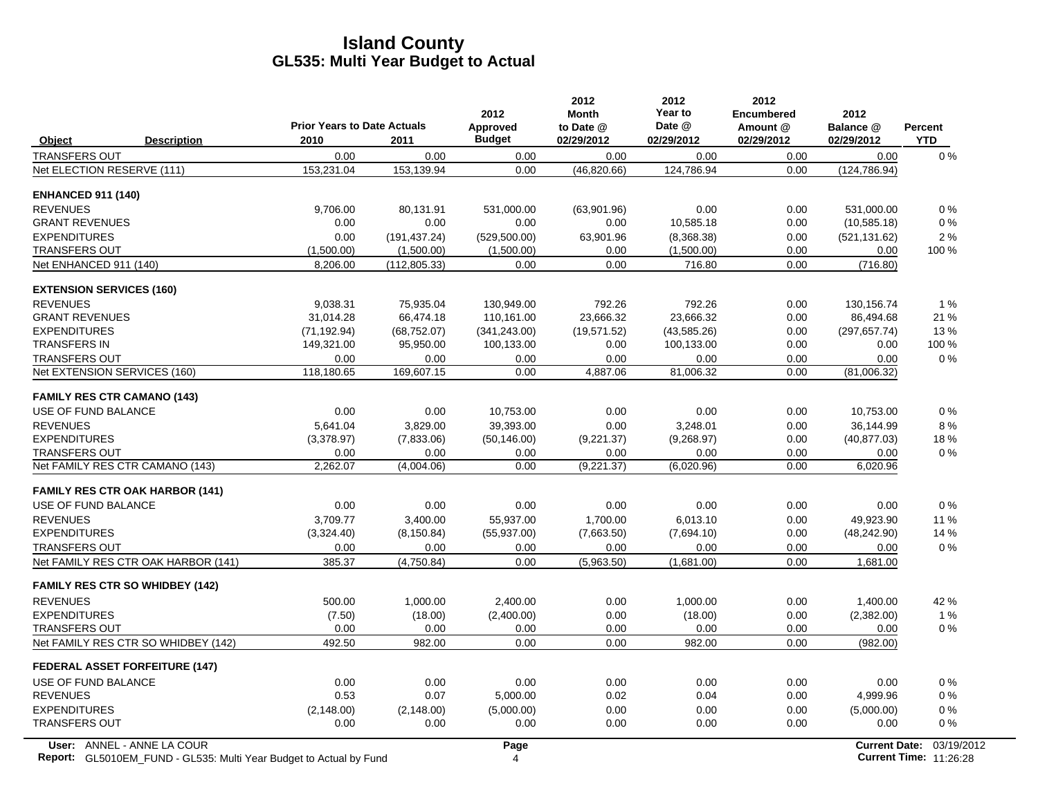# Island County
## GL535: Multi Year Budget to Actual

| Object | Description | Prior Years to Date Actuals 2010 | 2011 | 2012 Approved Budget | 2012 Month to Date @ 02/29/2012 | 2012 Year to Date @ 02/29/2012 | 2012 Encumbered Amount @ 02/29/2012 | 2012 Balance @ 02/29/2012 | Percent YTD |
|---|---|---|---|---|---|---|---|---|---|
| TRANSFERS OUT | | 0.00 | 0.00 | 0.00 | 0.00 | 0.00 | 0.00 | 0.00 | 0 % |
| Net ELECTION RESERVE (111) | | 153,231.04 | 153,139.94 | 0.00 | (46,820.66) | 124,786.94 | 0.00 | (124,786.94) | |
| **ENHANCED 911 (140)** | | | | | | | | | |
| REVENUES | | 9,706.00 | 80,131.91 | 531,000.00 | (63,901.96) | 0.00 | 0.00 | 531,000.00 | 0 % |
| GRANT REVENUES | | 0.00 | 0.00 | 0.00 | 0.00 | 10,585.18 | 0.00 | (10,585.18) | 0 % |
| EXPENDITURES | | 0.00 | (191,437.24) | (529,500.00) | 63,901.96 | (8,368.38) | 0.00 | (521,131.62) | 2 % |
| TRANSFERS OUT | | (1,500.00) | (1,500.00) | (1,500.00) | 0.00 | (1,500.00) | 0.00 | 0.00 | 100 % |
| Net ENHANCED 911 (140) | | 8,206.00 | (112,805.33) | 0.00 | 0.00 | 716.80 | 0.00 | (716.80) | |
| **EXTENSION SERVICES (160)** | | | | | | | | | |
| REVENUES | | 9,038.31 | 75,935.04 | 130,949.00 | 792.26 | 792.26 | 0.00 | 130,156.74 | 1 % |
| GRANT REVENUES | | 31,014.28 | 66,474.18 | 110,161.00 | 23,666.32 | 23,666.32 | 0.00 | 86,494.68 | 21 % |
| EXPENDITURES | | (71,192.94) | (68,752.07) | (341,243.00) | (19,571.52) | (43,585.26) | 0.00 | (297,657.74) | 13 % |
| TRANSFERS IN | | 149,321.00 | 95,950.00 | 100,133.00 | 0.00 | 100,133.00 | 0.00 | 0.00 | 100 % |
| TRANSFERS OUT | | 0.00 | 0.00 | 0.00 | 0.00 | 0.00 | 0.00 | 0.00 | 0 % |
| Net EXTENSION SERVICES (160) | | 118,180.65 | 169,607.15 | 0.00 | 4,887.06 | 81,006.32 | 0.00 | (81,006.32) | |
| **FAMILY RES CTR CAMANO (143)** | | | | | | | | | |
| USE OF FUND BALANCE | | 0.00 | 0.00 | 10,753.00 | 0.00 | 0.00 | 0.00 | 10,753.00 | 0 % |
| REVENUES | | 5,641.04 | 3,829.00 | 39,393.00 | 0.00 | 3,248.01 | 0.00 | 36,144.99 | 8 % |
| EXPENDITURES | | (3,378.97) | (7,833.06) | (50,146.00) | (9,221.37) | (9,268.97) | 0.00 | (40,877.03) | 18 % |
| TRANSFERS OUT | | 0.00 | 0.00 | 0.00 | 0.00 | 0.00 | 0.00 | 0.00 | 0 % |
| Net FAMILY RES CTR CAMANO (143) | | 2,262.07 | (4,004.06) | 0.00 | (9,221.37) | (6,020.96) | 0.00 | 6,020.96 | |
| **FAMILY RES CTR OAK HARBOR (141)** | | | | | | | | | |
| USE OF FUND BALANCE | | 0.00 | 0.00 | 0.00 | 0.00 | 0.00 | 0.00 | 0.00 | 0 % |
| REVENUES | | 3,709.77 | 3,400.00 | 55,937.00 | 1,700.00 | 6,013.10 | 0.00 | 49,923.90 | 11 % |
| EXPENDITURES | | (3,324.40) | (8,150.84) | (55,937.00) | (7,663.50) | (7,694.10) | 0.00 | (48,242.90) | 14 % |
| TRANSFERS OUT | | 0.00 | 0.00 | 0.00 | 0.00 | 0.00 | 0.00 | 0.00 | 0 % |
| Net FAMILY RES CTR OAK HARBOR (141) | | 385.37 | (4,750.84) | 0.00 | (5,963.50) | (1,681.00) | 0.00 | 1,681.00 | |
| **FAMILY RES CTR SO WHIDBEY (142)** | | | | | | | | | |
| REVENUES | | 500.00 | 1,000.00 | 2,400.00 | 0.00 | 1,000.00 | 0.00 | 1,400.00 | 42 % |
| EXPENDITURES | | (7.50) | (18.00) | (2,400.00) | 0.00 | (18.00) | 0.00 | (2,382.00) | 1 % |
| TRANSFERS OUT | | 0.00 | 0.00 | 0.00 | 0.00 | 0.00 | 0.00 | 0.00 | 0 % |
| Net FAMILY RES CTR SO WHIDBEY (142) | | 492.50 | 982.00 | 0.00 | 0.00 | 982.00 | 0.00 | (982.00) | |
| **FEDERAL ASSET FORFEITURE (147)** | | | | | | | | | |
| USE OF FUND BALANCE | | 0.00 | 0.00 | 0.00 | 0.00 | 0.00 | 0.00 | 0.00 | 0 % |
| REVENUES | | 0.53 | 0.07 | 5,000.00 | 0.02 | 0.04 | 0.00 | 4,999.96 | 0 % |
| EXPENDITURES | | (2,148.00) | (2,148.00) | (5,000.00) | 0.00 | 0.00 | 0.00 | (5,000.00) | 0 % |
| TRANSFERS OUT | | 0.00 | 0.00 | 0.00 | 0.00 | 0.00 | 0.00 | 0.00 | 0 % |

User: ANNEL - ANNE LA COUR
Report: GL5010EM_FUND - GL535: Multi Year Budget to Actual by Fund

Current Date: 03/19/2012
Current Time: 11:26:28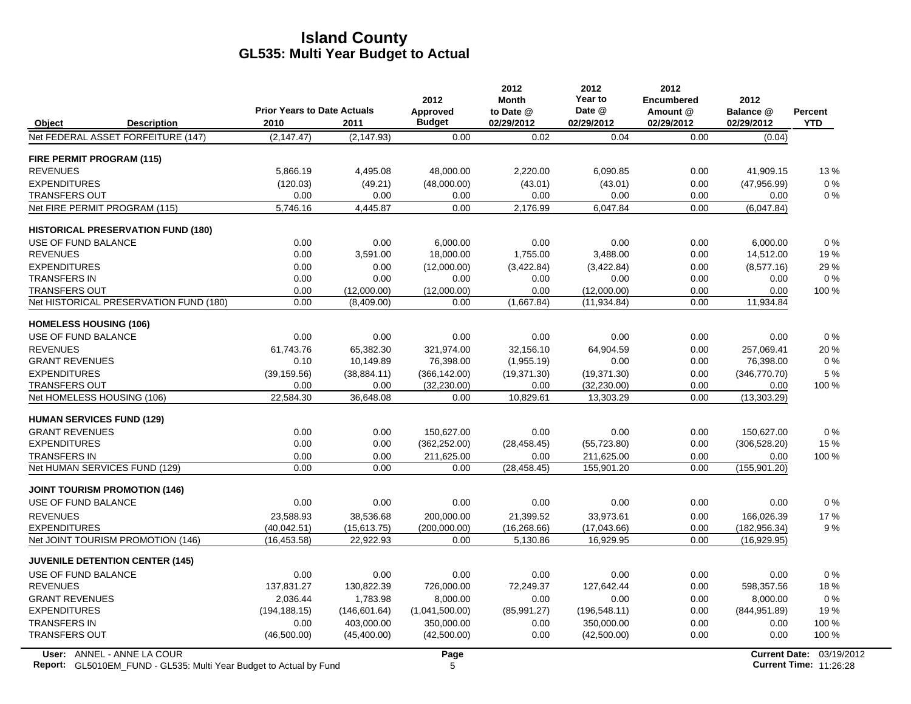# Island County
## GL535: Multi Year Budget to Actual

| Object | Description | Prior Years to Date Actuals 2010 | 2011 | 2012 Approved Budget | 2012 Month to Date @ 02/29/2012 | 2012 Year to Date @ 02/29/2012 | 2012 Encumbered Amount @ 02/29/2012 | 2012 Balance @ 02/29/2012 | Percent YTD |
|---|---|---|---|---|---|---|---|---|---|
| Net FEDERAL ASSET FORFEITURE (147) | | (2,147.47) | (2,147.93) | 0.00 | 0.02 | 0.04 | 0.00 | (0.04) | |
| **FIRE PERMIT PROGRAM (115)** | | | | | | | | | |
| REVENUES | | 5,866.19 | 4,495.08 | 48,000.00 | 2,220.00 | 6,090.85 | 0.00 | 41,909.15 | 13 % |
| EXPENDITURES | | (120.03) | (49.21) | (48,000.00) | (43.01) | (43.01) | 0.00 | (47,956.99) | 0 % |
| TRANSFERS OUT | | 0.00 | 0.00 | 0.00 | 0.00 | 0.00 | 0.00 | 0.00 | 0 % |
| Net FIRE PERMIT PROGRAM (115) | | 5,746.16 | 4,445.87 | 0.00 | 2,176.99 | 6,047.84 | 0.00 | (6,047.84) | |
| **HISTORICAL PRESERVATION FUND (180)** | | | | | | | | | |
| USE OF FUND BALANCE | | 0.00 | 0.00 | 6,000.00 | 0.00 | 0.00 | 0.00 | 6,000.00 | 0 % |
| REVENUES | | 0.00 | 3,591.00 | 18,000.00 | 1,755.00 | 3,488.00 | 0.00 | 14,512.00 | 19 % |
| EXPENDITURES | | 0.00 | 0.00 | (12,000.00) | (3,422.84) | (3,422.84) | 0.00 | (8,577.16) | 29 % |
| TRANSFERS IN | | 0.00 | 0.00 | 0.00 | 0.00 | 0.00 | 0.00 | 0.00 | 0 % |
| TRANSFERS OUT | | 0.00 | (12,000.00) | (12,000.00) | 0.00 | (12,000.00) | 0.00 | 0.00 | 100 % |
| Net HISTORICAL PRESERVATION FUND (180) | | 0.00 | (8,409.00) | 0.00 | (1,667.84) | (11,934.84) | 0.00 | 11,934.84 | |
| **HOMELESS HOUSING (106)** | | | | | | | | | |
| USE OF FUND BALANCE | | 0.00 | 0.00 | 0.00 | 0.00 | 0.00 | 0.00 | 0.00 | 0 % |
| REVENUES | | 61,743.76 | 65,382.30 | 321,974.00 | 32,156.10 | 64,904.59 | 0.00 | 257,069.41 | 20 % |
| GRANT REVENUES | | 0.10 | 10,149.89 | 76,398.00 | (1,955.19) | 0.00 | 0.00 | 76,398.00 | 0 % |
| EXPENDITURES | | (39,159.56) | (38,884.11) | (366,142.00) | (19,371.30) | (19,371.30) | 0.00 | (346,770.70) | 5 % |
| TRANSFERS OUT | | 0.00 | 0.00 | (32,230.00) | 0.00 | (32,230.00) | 0.00 | 0.00 | 100 % |
| Net HOMELESS HOUSING (106) | | 22,584.30 | 36,648.08 | 0.00 | 10,829.61 | 13,303.29 | 0.00 | (13,303.29) | |
| **HUMAN SERVICES FUND (129)** | | | | | | | | | |
| GRANT REVENUES | | 0.00 | 0.00 | 150,627.00 | 0.00 | 0.00 | 0.00 | 150,627.00 | 0 % |
| EXPENDITURES | | 0.00 | 0.00 | (362,252.00) | (28,458.45) | (55,723.80) | 0.00 | (306,528.20) | 15 % |
| TRANSFERS IN | | 0.00 | 0.00 | 211,625.00 | 0.00 | 211,625.00 | 0.00 | 0.00 | 100 % |
| Net HUMAN SERVICES FUND (129) | | 0.00 | 0.00 | 0.00 | (28,458.45) | 155,901.20 | 0.00 | (155,901.20) | |
| **JOINT TOURISM PROMOTION (146)** | | | | | | | | | |
| USE OF FUND BALANCE | | 0.00 | 0.00 | 0.00 | 0.00 | 0.00 | 0.00 | 0.00 | 0 % |
| REVENUES | | 23,588.93 | 38,536.68 | 200,000.00 | 21,399.52 | 33,973.61 | 0.00 | 166,026.39 | 17 % |
| EXPENDITURES | | (40,042.51) | (15,613.75) | (200,000.00) | (16,268.66) | (17,043.66) | 0.00 | (182,956.34) | 9 % |
| Net JOINT TOURISM PROMOTION (146) | | (16,453.58) | 22,922.93 | 0.00 | 5,130.86 | 16,929.95 | 0.00 | (16,929.95) | |
| **JUVENILE DETENTION CENTER (145)** | | | | | | | | | |
| USE OF FUND BALANCE | | 0.00 | 0.00 | 0.00 | 0.00 | 0.00 | 0.00 | 0.00 | 0 % |
| REVENUES | | 137,831.27 | 130,822.39 | 726,000.00 | 72,249.37 | 127,642.44 | 0.00 | 598,357.56 | 18 % |
| GRANT REVENUES | | 2,036.44 | 1,783.98 | 8,000.00 | 0.00 | 0.00 | 0.00 | 8,000.00 | 0 % |
| EXPENDITURES | | (194,188.15) | (146,601.64) | (1,041,500.00) | (85,991.27) | (196,548.11) | 0.00 | (844,951.89) | 19 % |
| TRANSFERS IN | | 0.00 | 403,000.00 | 350,000.00 | 0.00 | 350,000.00 | 0.00 | 0.00 | 100 % |
| TRANSFERS OUT | | (46,500.00) | (45,400.00) | (42,500.00) | 0.00 | (42,500.00) | 0.00 | 0.00 | 100 % |

User: ANNEL - ANNE LA COUR
Report: GL5010EM_FUND - GL535: Multi Year Budget to Actual by Fund
Current Date: 03/19/2012
Current Time: 11:26:28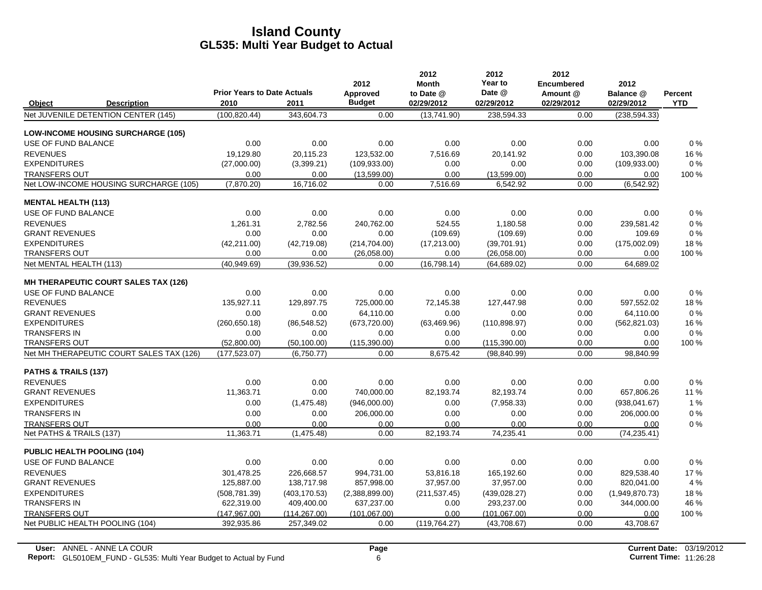# Island County
## GL535: Multi Year Budget to Actual

| Object / Description | Prior Years to Date Actuals 2010 | 2011 | 2012 Approved Budget | 2012 Month to Date @ 02/29/2012 | 2012 Year to Date @ 02/29/2012 | 2012 Encumbered Amount @ 02/29/2012 | 2012 Balance @ 02/29/2012 | Percent YTD |
|---|---|---|---|---|---|---|---|---|
| Net JUVENILE DETENTION CENTER (145) | (100,820.44) | 343,604.73 | 0.00 | (13,741.90) | 238,594.33 | 0.00 | (238,594.33) | |
| **LOW-INCOME HOUSING SURCHARGE (105)** | | | | | | | | |
| USE OF FUND BALANCE | 0.00 | 0.00 | 0.00 | 0.00 | 0.00 | 0.00 | 0.00 | 0 % |
| REVENUES | 19,129.80 | 20,115.23 | 123,532.00 | 7,516.69 | 20,141.92 | 0.00 | 103,390.08 | 16 % |
| EXPENDITURES | (27,000.00) | (3,399.21) | (109,933.00) | 0.00 | 0.00 | 0.00 | (109,933.00) | 0 % |
| TRANSFERS OUT | 0.00 | 0.00 | (13,599.00) | 0.00 | (13,599.00) | 0.00 | 0.00 | 100 % |
| Net LOW-INCOME HOUSING SURCHARGE (105) | (7,870.20) | 16,716.02 | 0.00 | 7,516.69 | 6,542.92 | 0.00 | (6,542.92) | |
| **MENTAL HEALTH (113)** | | | | | | | | |
| USE OF FUND BALANCE | 0.00 | 0.00 | 0.00 | 0.00 | 0.00 | 0.00 | 0.00 | 0 % |
| REVENUES | 1,261.31 | 2,782.56 | 240,762.00 | 524.55 | 1,180.58 | 0.00 | 239,581.42 | 0 % |
| GRANT REVENUES | 0.00 | 0.00 | 0.00 | (109.69) | (109.69) | 0.00 | 109.69 | 0 % |
| EXPENDITURES | (42,211.00) | (42,719.08) | (214,704.00) | (17,213.00) | (39,701.91) | 0.00 | (175,002.09) | 18 % |
| TRANSFERS OUT | 0.00 | 0.00 | (26,058.00) | 0.00 | (26,058.00) | 0.00 | 0.00 | 100 % |
| Net MENTAL HEALTH (113) | (40,949.69) | (39,936.52) | 0.00 | (16,798.14) | (64,689.02) | 0.00 | 64,689.02 | |
| **MH THERAPEUTIC COURT SALES TAX (126)** | | | | | | | | |
| USE OF FUND BALANCE | 0.00 | 0.00 | 0.00 | 0.00 | 0.00 | 0.00 | 0.00 | 0 % |
| REVENUES | 135,927.11 | 129,897.75 | 725,000.00 | 72,145.38 | 127,447.98 | 0.00 | 597,552.02 | 18 % |
| GRANT REVENUES | 0.00 | 0.00 | 64,110.00 | 0.00 | 0.00 | 0.00 | 64,110.00 | 0 % |
| EXPENDITURES | (260,650.18) | (86,548.52) | (673,720.00) | (63,469.96) | (110,898.97) | 0.00 | (562,821.03) | 16 % |
| TRANSFERS IN | 0.00 | 0.00 | 0.00 | 0.00 | 0.00 | 0.00 | 0.00 | 0 % |
| TRANSFERS OUT | (52,800.00) | (50,100.00) | (115,390.00) | 0.00 | (115,390.00) | 0.00 | 0.00 | 100 % |
| Net MH THERAPEUTIC COURT SALES TAX (126) | (177,523.07) | (6,750.77) | 0.00 | 8,675.42 | (98,840.99) | 0.00 | 98,840.99 | |
| **PATHS & TRAILS (137)** | | | | | | | | |
| REVENUES | 0.00 | 0.00 | 0.00 | 0.00 | 0.00 | 0.00 | 0.00 | 0 % |
| GRANT REVENUES | 11,363.71 | 0.00 | 740,000.00 | 82,193.74 | 82,193.74 | 0.00 | 657,806.26 | 11 % |
| EXPENDITURES | 0.00 | (1,475.48) | (946,000.00) | 0.00 | (7,958.33) | 0.00 | (938,041.67) | 1 % |
| TRANSFERS IN | 0.00 | 0.00 | 206,000.00 | 0.00 | 0.00 | 0.00 | 206,000.00 | 0 % |
| TRANSFERS OUT | 0.00 | 0.00 | 0.00 | 0.00 | 0.00 | 0.00 | 0.00 | 0 % |
| Net PATHS & TRAILS (137) | 11,363.71 | (1,475.48) | 0.00 | 82,193.74 | 74,235.41 | 0.00 | (74,235.41) | |
| **PUBLIC HEALTH POOLING (104)** | | | | | | | | |
| USE OF FUND BALANCE | 0.00 | 0.00 | 0.00 | 0.00 | 0.00 | 0.00 | 0.00 | 0 % |
| REVENUES | 301,478.25 | 226,668.57 | 994,731.00 | 53,816.18 | 165,192.60 | 0.00 | 829,538.40 | 17 % |
| GRANT REVENUES | 125,887.00 | 138,717.98 | 857,998.00 | 37,957.00 | 37,957.00 | 0.00 | 820,041.00 | 4 % |
| EXPENDITURES | (508,781.39) | (403,170.53) | (2,388,899.00) | (211,537.45) | (439,028.27) | 0.00 | (1,949,870.73) | 18 % |
| TRANSFERS IN | 622,319.00 | 409,400.00 | 637,237.00 | 0.00 | 293,237.00 | 0.00 | 344,000.00 | 46 % |
| TRANSFERS OUT | (147,967.00) | (114,267.00) | (101,067.00) | 0.00 | (101,067.00) | 0.00 | 0.00 | 100 % |
| Net PUBLIC HEALTH POOLING (104) | 392,935.86 | 257,349.02 | 0.00 | (119,764.27) | (43,708.67) | 0.00 | 43,708.67 | |

User: ANNEL - ANNE LA COUR
Report: GL5010EM_FUND - GL535: Multi Year Budget to Actual by Fund
Current Date: 03/19/2012
Current Time: 11:26:28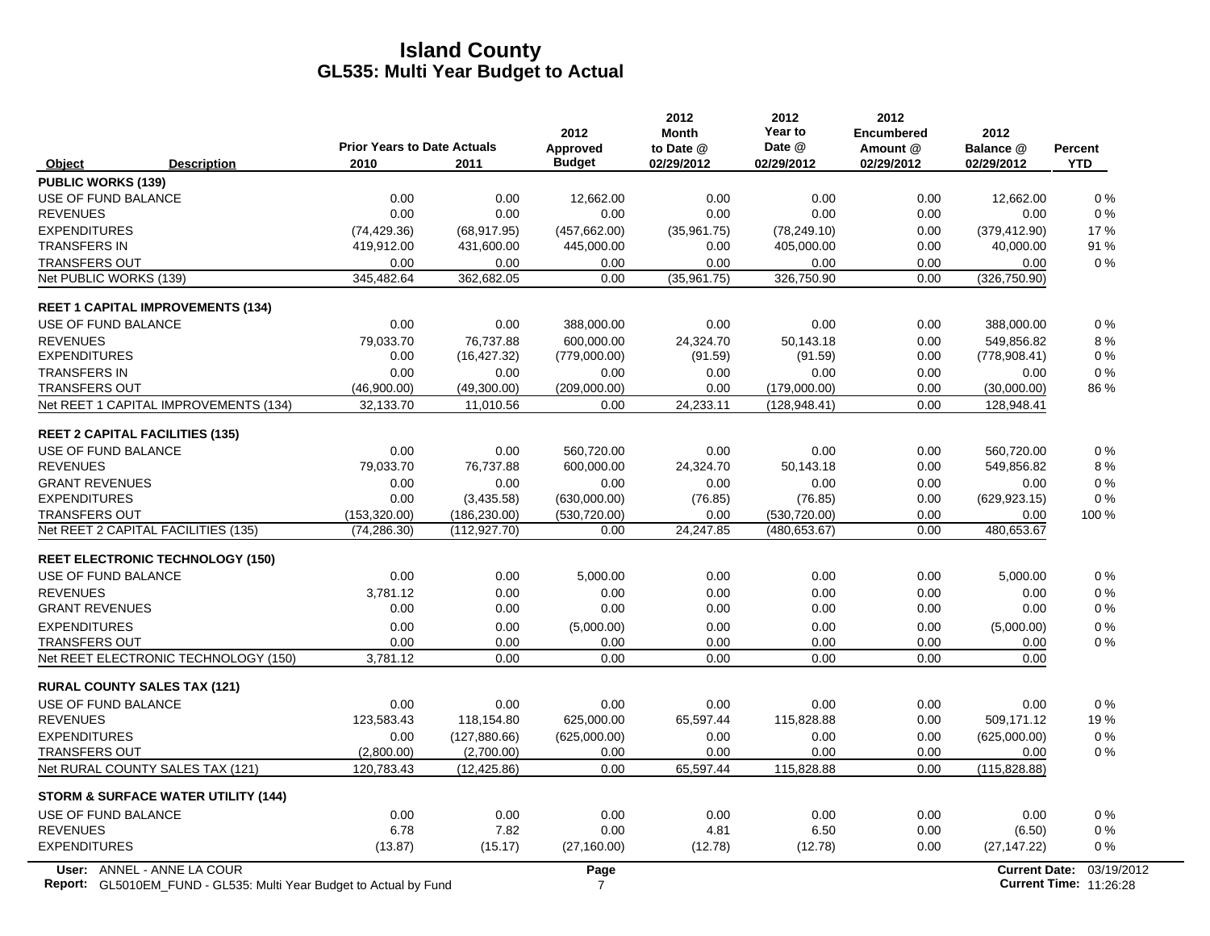# Island County
## GL535: Multi Year Budget to Actual

| Object | Description | Prior Years to Date Actuals 2010 | 2011 | 2012 Approved Budget | 2012 Month to Date @ 02/29/2012 | 2012 Year to Date @ 02/29/2012 | 2012 Encumbered Amount @ 02/29/2012 | 2012 Balance @ 02/29/2012 | Percent YTD |
|---|---|---|---|---|---|---|---|---|---|
| **PUBLIC WORKS (139)** | | | | | | | | | |
| USE OF FUND BALANCE | | 0.00 | 0.00 | 12,662.00 | 0.00 | 0.00 | 0.00 | 12,662.00 | 0 % |
| REVENUES | | 0.00 | 0.00 | 0.00 | 0.00 | 0.00 | 0.00 | 0.00 | 0 % |
| EXPENDITURES | | (74,429.36) | (68,917.95) | (457,662.00) | (35,961.75) | (78,249.10) | 0.00 | (379,412.90) | 17 % |
| TRANSFERS IN | | 419,912.00 | 431,600.00 | 445,000.00 | 0.00 | 405,000.00 | 0.00 | 40,000.00 | 91 % |
| TRANSFERS OUT | | 0.00 | 0.00 | 0.00 | 0.00 | 0.00 | 0.00 | 0.00 | 0 % |
| Net PUBLIC WORKS (139) | | 345,482.64 | 362,682.05 | 0.00 | (35,961.75) | 326,750.90 | 0.00 | (326,750.90) | |
| **REET 1 CAPITAL IMPROVEMENTS (134)** | | | | | | | | | |
| USE OF FUND BALANCE | | 0.00 | 0.00 | 388,000.00 | 0.00 | 0.00 | 0.00 | 388,000.00 | 0 % |
| REVENUES | | 79,033.70 | 76,737.88 | 600,000.00 | 24,324.70 | 50,143.18 | 0.00 | 549,856.82 | 8 % |
| EXPENDITURES | | 0.00 | (16,427.32) | (779,000.00) | (91.59) | (91.59) | 0.00 | (778,908.41) | 0 % |
| TRANSFERS IN | | 0.00 | 0.00 | 0.00 | 0.00 | 0.00 | 0.00 | 0.00 | 0 % |
| TRANSFERS OUT | | (46,900.00) | (49,300.00) | (209,000.00) | 0.00 | (179,000.00) | 0.00 | (30,000.00) | 86 % |
| Net REET 1 CAPITAL IMPROVEMENTS (134) | | 32,133.70 | 11,010.56 | 0.00 | 24,233.11 | (128,948.41) | 0.00 | 128,948.41 | |
| **REET 2 CAPITAL FACILITIES (135)** | | | | | | | | | |
| USE OF FUND BALANCE | | 0.00 | 0.00 | 560,720.00 | 0.00 | 0.00 | 0.00 | 560,720.00 | 0 % |
| REVENUES | | 79,033.70 | 76,737.88 | 600,000.00 | 24,324.70 | 50,143.18 | 0.00 | 549,856.82 | 8 % |
| GRANT REVENUES | | 0.00 | 0.00 | 0.00 | 0.00 | 0.00 | 0.00 | 0.00 | 0 % |
| EXPENDITURES | | 0.00 | (3,435.58) | (630,000.00) | (76.85) | (76.85) | 0.00 | (629,923.15) | 0 % |
| TRANSFERS OUT | | (153,320.00) | (186,230.00) | (530,720.00) | 0.00 | (530,720.00) | 0.00 | 0.00 | 100 % |
| Net REET 2 CAPITAL FACILITIES (135) | | (74,286.30) | (112,927.70) | 0.00 | 24,247.85 | (480,653.67) | 0.00 | 480,653.67 | |
| **REET ELECTRONIC TECHNOLOGY (150)** | | | | | | | | | |
| USE OF FUND BALANCE | | 0.00 | 0.00 | 5,000.00 | 0.00 | 0.00 | 0.00 | 5,000.00 | 0 % |
| REVENUES | | 3,781.12 | 0.00 | 0.00 | 0.00 | 0.00 | 0.00 | 0.00 | 0 % |
| GRANT REVENUES | | 0.00 | 0.00 | 0.00 | 0.00 | 0.00 | 0.00 | 0.00 | 0 % |
| EXPENDITURES | | 0.00 | 0.00 | (5,000.00) | 0.00 | 0.00 | 0.00 | (5,000.00) | 0 % |
| TRANSFERS OUT | | 0.00 | 0.00 | 0.00 | 0.00 | 0.00 | 0.00 | 0.00 | 0 % |
| Net REET ELECTRONIC TECHNOLOGY (150) | | 3,781.12 | 0.00 | 0.00 | 0.00 | 0.00 | 0.00 | 0.00 | |
| **RURAL COUNTY SALES TAX (121)** | | | | | | | | | |
| USE OF FUND BALANCE | | 0.00 | 0.00 | 0.00 | 0.00 | 0.00 | 0.00 | 0.00 | 0 % |
| REVENUES | | 123,583.43 | 118,154.80 | 625,000.00 | 65,597.44 | 115,828.88 | 0.00 | 509,171.12 | 19 % |
| EXPENDITURES | | 0.00 | (127,880.66) | (625,000.00) | 0.00 | 0.00 | 0.00 | (625,000.00) | 0 % |
| TRANSFERS OUT | | (2,800.00) | (2,700.00) | 0.00 | 0.00 | 0.00 | 0.00 | 0.00 | 0 % |
| Net RURAL COUNTY SALES TAX (121) | | 120,783.43 | (12,425.86) | 0.00 | 65,597.44 | 115,828.88 | 0.00 | (115,828.88) | |
| **STORM & SURFACE WATER UTILITY (144)** | | | | | | | | | |
| USE OF FUND BALANCE | | 0.00 | 0.00 | 0.00 | 0.00 | 0.00 | 0.00 | 0.00 | 0 % |
| REVENUES | | 6.78 | 7.82 | 0.00 | 4.81 | 6.50 | 0.00 | (6.50) | 0 % |
| EXPENDITURES | | (13.87) | (15.17) | (27,160.00) | (12.78) | (12.78) | 0.00 | (27,147.22) | 0 % |

User: ANNEL - ANNE LA COUR
Report: GL5010EM_FUND - GL535: Multi Year Budget to Actual by Fund
Page 7
Current Date: 03/19/2012
Current Time: 11:26:28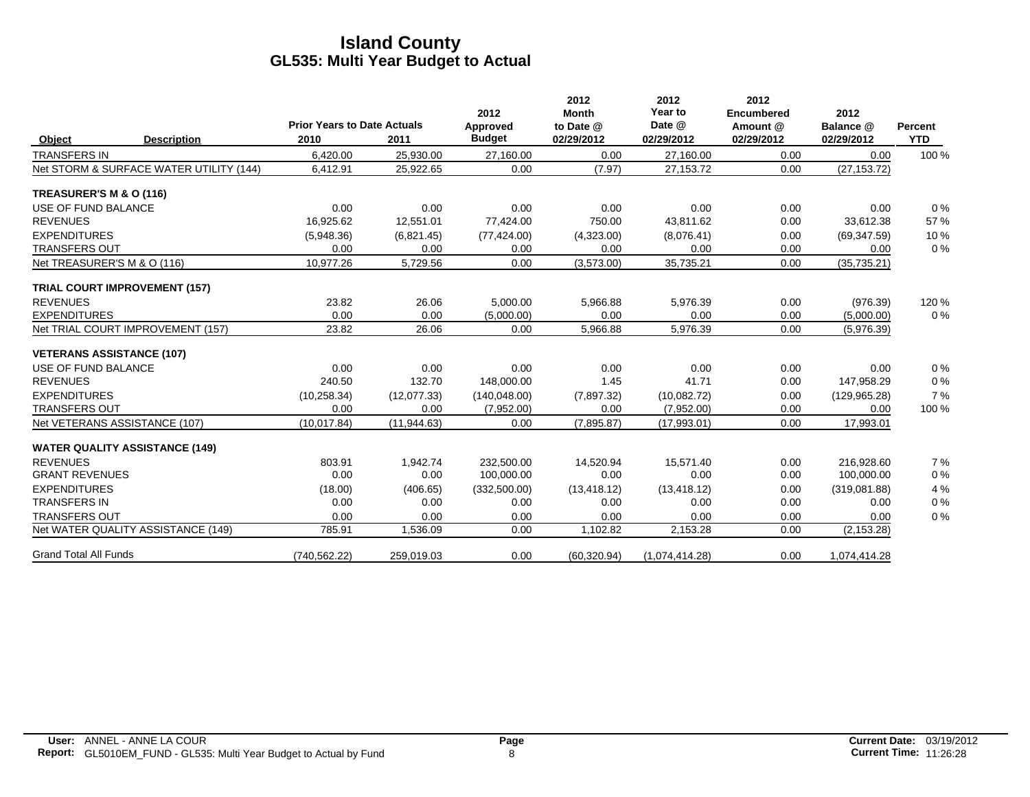# Island County
## GL535: Multi Year Budget to Actual

| Object | Description | Prior Years to Date Actuals 2010 | 2011 | 2012 Approved Budget | 2012 Month to Date @ 02/29/2012 | 2012 Year to Date @ 02/29/2012 | 2012 Encumbered Amount @ 02/29/2012 | 2012 Balance @ 02/29/2012 | Percent YTD |
|---|---|---|---|---|---|---|---|---|---|
| TRANSFERS IN | | 6,420.00 | 25,930.00 | 27,160.00 | 0.00 | 27,160.00 | 0.00 | 0.00 | 100 % |
| Net STORM & SURFACE WATER UTILITY (144) | | 6,412.91 | 25,922.65 | 0.00 | (7.97) | 27,153.72 | 0.00 | (27,153.72) | |
| **TREASURER'S M & O (116)** | | | | | | | | | |
| USE OF FUND BALANCE | | 0.00 | 0.00 | 0.00 | 0.00 | 0.00 | 0.00 | 0.00 | 0 % |
| REVENUES | | 16,925.62 | 12,551.01 | 77,424.00 | 750.00 | 43,811.62 | 0.00 | 33,612.38 | 57 % |
| EXPENDITURES | | (5,948.36) | (6,821.45) | (77,424.00) | (4,323.00) | (8,076.41) | 0.00 | (69,347.59) | 10 % |
| TRANSFERS OUT | | 0.00 | 0.00 | 0.00 | 0.00 | 0.00 | 0.00 | 0.00 | 0 % |
| Net TREASURER'S M & O (116) | | 10,977.26 | 5,729.56 | 0.00 | (3,573.00) | 35,735.21 | 0.00 | (35,735.21) | |
| **TRIAL COURT IMPROVEMENT (157)** | | | | | | | | | |
| REVENUES | | 23.82 | 26.06 | 5,000.00 | 5,966.88 | 5,976.39 | 0.00 | (976.39) | 120 % |
| EXPENDITURES | | 0.00 | 0.00 | (5,000.00) | 0.00 | 0.00 | 0.00 | (5,000.00) | 0 % |
| Net TRIAL COURT IMPROVEMENT (157) | | 23.82 | 26.06 | 0.00 | 5,966.88 | 5,976.39 | 0.00 | (5,976.39) | |
| **VETERANS ASSISTANCE (107)** | | | | | | | | | |
| USE OF FUND BALANCE | | 0.00 | 0.00 | 0.00 | 0.00 | 0.00 | 0.00 | 0.00 | 0 % |
| REVENUES | | 240.50 | 132.70 | 148,000.00 | 1.45 | 41.71 | 0.00 | 147,958.29 | 0 % |
| EXPENDITURES | | (10,258.34) | (12,077.33) | (140,048.00) | (7,897.32) | (10,082.72) | 0.00 | (129,965.28) | 7 % |
| TRANSFERS OUT | | 0.00 | 0.00 | (7,952.00) | 0.00 | (7,952.00) | 0.00 | 0.00 | 100 % |
| Net VETERANS ASSISTANCE (107) | | (10,017.84) | (11,944.63) | 0.00 | (7,895.87) | (17,993.01) | 0.00 | 17,993.01 | |
| **WATER QUALITY ASSISTANCE (149)** | | | | | | | | | |
| REVENUES | | 803.91 | 1,942.74 | 232,500.00 | 14,520.94 | 15,571.40 | 0.00 | 216,928.60 | 7 % |
| GRANT REVENUES | | 0.00 | 0.00 | 100,000.00 | 0.00 | 0.00 | 0.00 | 100,000.00 | 0 % |
| EXPENDITURES | | (18.00) | (406.65) | (332,500.00) | (13,418.12) | (13,418.12) | 0.00 | (319,081.88) | 4 % |
| TRANSFERS IN | | 0.00 | 0.00 | 0.00 | 0.00 | 0.00 | 0.00 | 0.00 | 0 % |
| TRANSFERS OUT | | 0.00 | 0.00 | 0.00 | 0.00 | 0.00 | 0.00 | 0.00 | 0 % |
| Net WATER QUALITY ASSISTANCE (149) | | 785.91 | 1,536.09 | 0.00 | 1,102.82 | 2,153.28 | 0.00 | (2,153.28) | |
| Grand Total All Funds | | (740,562.22) | 259,019.03 | 0.00 | (60,320.94) | (1,074,414.28) | 0.00 | 1,074,414.28 | |

**User:** ANNEL - ANNE LA COUR
**Report:** GL5010EM_FUND - GL535: Multi Year Budget to Actual by Fund
**Current Date:** 03/19/2012
**Current Time:** 11:26:28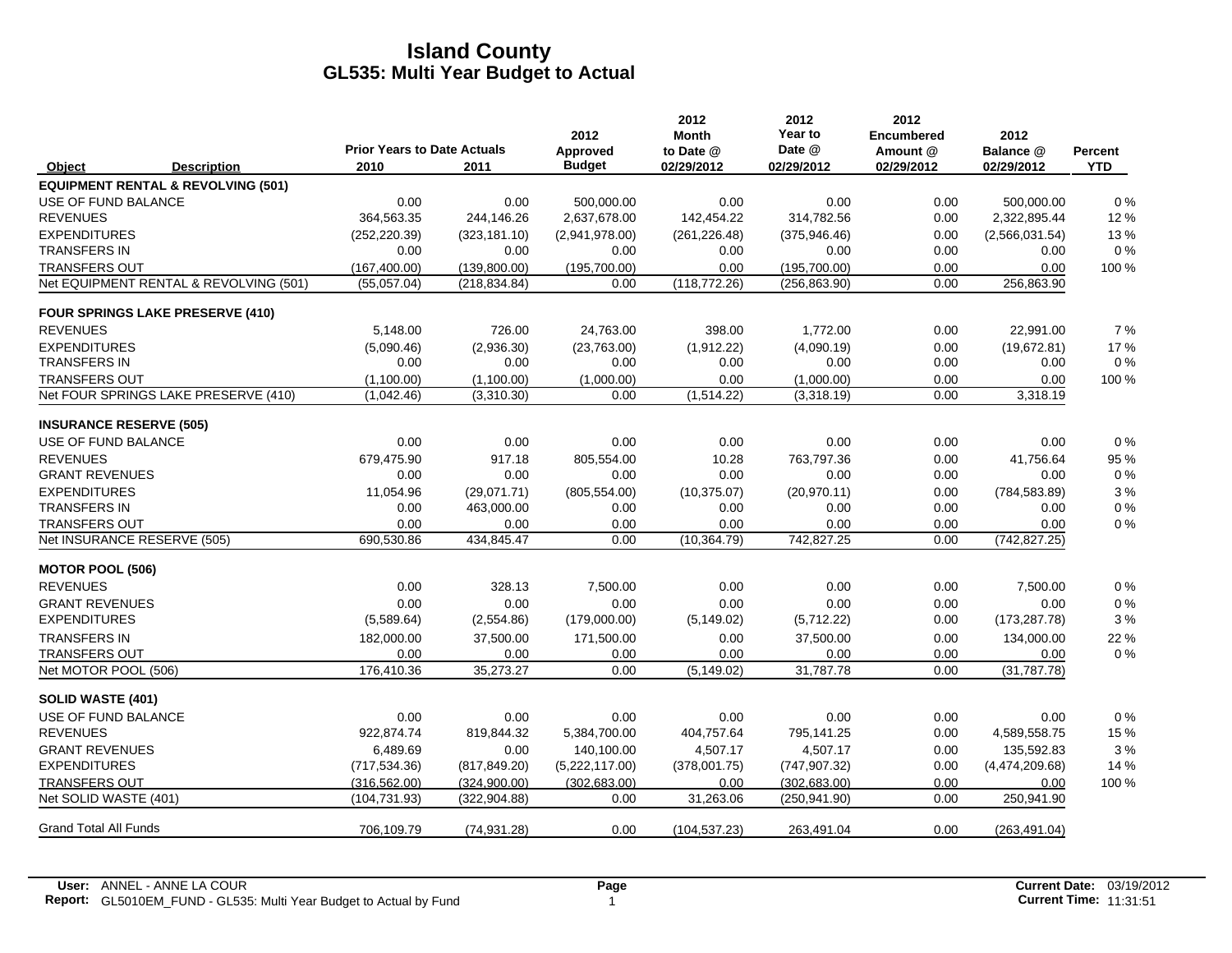# Island County
## GL535: Multi Year Budget to Actual

| Object | Description | Prior Years to Date Actuals 2010 | Prior Years to Date Actuals 2011 | 2012 Approved Budget | 2012 Month to Date @ 02/29/2012 | 2012 Year to Date @ 02/29/2012 | 2012 Encumbered Amount @ 02/29/2012 | 2012 Balance @ 02/29/2012 | Percent YTD |
|---|---|---|---|---|---|---|---|---|---|
| **EQUIPMENT RENTAL & REVOLVING (501)** | | | | | | | | | |
| USE OF FUND BALANCE | | 0.00 | 0.00 | 500,000.00 | 0.00 | 0.00 | 0.00 | 500,000.00 | 0 % |
| REVENUES | | 364,563.35 | 244,146.26 | 2,637,678.00 | 142,454.22 | 314,782.56 | 0.00 | 2,322,895.44 | 12 % |
| EXPENDITURES | | (252,220.39) | (323,181.10) | (2,941,978.00) | (261,226.48) | (375,946.46) | 0.00 | (2,566,031.54) | 13 % |
| TRANSFERS IN | | 0.00 | 0.00 | 0.00 | 0.00 | 0.00 | 0.00 | 0.00 | 0 % |
| TRANSFERS OUT | | (167,400.00) | (139,800.00) | (195,700.00) | 0.00 | (195,700.00) | 0.00 | 0.00 | 100 % |
| Net EQUIPMENT RENTAL & REVOLVING (501) | | (55,057.04) | (218,834.84) | 0.00 | (118,772.26) | (256,863.90) | 0.00 | 256,863.90 | |
| **FOUR SPRINGS LAKE PRESERVE (410)** | | | | | | | | | |
| REVENUES | | 5,148.00 | 726.00 | 24,763.00 | 398.00 | 1,772.00 | 0.00 | 22,991.00 | 7 % |
| EXPENDITURES | | (5,090.46) | (2,936.30) | (23,763.00) | (1,912.22) | (4,090.19) | 0.00 | (19,672.81) | 17 % |
| TRANSFERS IN | | 0.00 | 0.00 | 0.00 | 0.00 | 0.00 | 0.00 | 0.00 | 0 % |
| TRANSFERS OUT | | (1,100.00) | (1,100.00) | (1,000.00) | 0.00 | (1,000.00) | 0.00 | 0.00 | 100 % |
| Net FOUR SPRINGS LAKE PRESERVE (410) | | (1,042.46) | (3,310.30) | 0.00 | (1,514.22) | (3,318.19) | 0.00 | 3,318.19 | |
| **INSURANCE RESERVE (505)** | | | | | | | | | |
| USE OF FUND BALANCE | | 0.00 | 0.00 | 0.00 | 0.00 | 0.00 | 0.00 | 0.00 | 0 % |
| REVENUES | | 679,475.90 | 917.18 | 805,554.00 | 10.28 | 763,797.36 | 0.00 | 41,756.64 | 95 % |
| GRANT REVENUES | | 0.00 | 0.00 | 0.00 | 0.00 | 0.00 | 0.00 | 0.00 | 0 % |
| EXPENDITURES | | 11,054.96 | (29,071.71) | (805,554.00) | (10,375.07) | (20,970.11) | 0.00 | (784,583.89) | 3 % |
| TRANSFERS IN | | 0.00 | 463,000.00 | 0.00 | 0.00 | 0.00 | 0.00 | 0.00 | 0 % |
| TRANSFERS OUT | | 0.00 | 0.00 | 0.00 | 0.00 | 0.00 | 0.00 | 0.00 | 0 % |
| Net INSURANCE RESERVE (505) | | 690,530.86 | 434,845.47 | 0.00 | (10,364.79) | 742,827.25 | 0.00 | (742,827.25) | |
| **MOTOR POOL (506)** | | | | | | | | | |
| REVENUES | | 0.00 | 328.13 | 7,500.00 | 0.00 | 0.00 | 0.00 | 7,500.00 | 0 % |
| GRANT REVENUES | | 0.00 | 0.00 | 0.00 | 0.00 | 0.00 | 0.00 | 0.00 | 0 % |
| EXPENDITURES | | (5,589.64) | (2,554.86) | (179,000.00) | (5,149.02) | (5,712.22) | 0.00 | (173,287.78) | 3 % |
| TRANSFERS IN | | 182,000.00 | 37,500.00 | 171,500.00 | 0.00 | 37,500.00 | 0.00 | 134,000.00 | 22 % |
| TRANSFERS OUT | | 0.00 | 0.00 | 0.00 | 0.00 | 0.00 | 0.00 | 0.00 | 0 % |
| Net MOTOR POOL (506) | | 176,410.36 | 35,273.27 | 0.00 | (5,149.02) | 31,787.78 | 0.00 | (31,787.78) | |
| **SOLID WASTE (401)** | | | | | | | | | |
| USE OF FUND BALANCE | | 0.00 | 0.00 | 0.00 | 0.00 | 0.00 | 0.00 | 0.00 | 0 % |
| REVENUES | | 922,874.74 | 819,844.32 | 5,384,700.00 | 404,757.64 | 795,141.25 | 0.00 | 4,589,558.75 | 15 % |
| GRANT REVENUES | | 6,489.69 | 0.00 | 140,100.00 | 4,507.17 | 4,507.17 | 0.00 | 135,592.83 | 3 % |
| EXPENDITURES | | (717,534.36) | (817,849.20) | (5,222,117.00) | (378,001.75) | (747,907.32) | 0.00 | (4,474,209.68) | 14 % |
| TRANSFERS OUT | | (316,562.00) | (324,900.00) | (302,683.00) | 0.00 | (302,683.00) | 0.00 | 0.00 | 100 % |
| Net SOLID WASTE (401) | | (104,731.93) | (322,904.88) | 0.00 | 31,263.06 | (250,941.90) | 0.00 | 250,941.90 | |
| Grand Total All Funds | | 706,109.79 | (74,931.28) | 0.00 | (104,537.23) | 263,491.04 | 0.00 | (263,491.04) | |

User: ANNEL - ANNE LA COUR
Report: GL5010EM_FUND - GL535: Multi Year Budget to Actual by Fund

Current Date: 03/19/2012
Current Time: 11:31:51